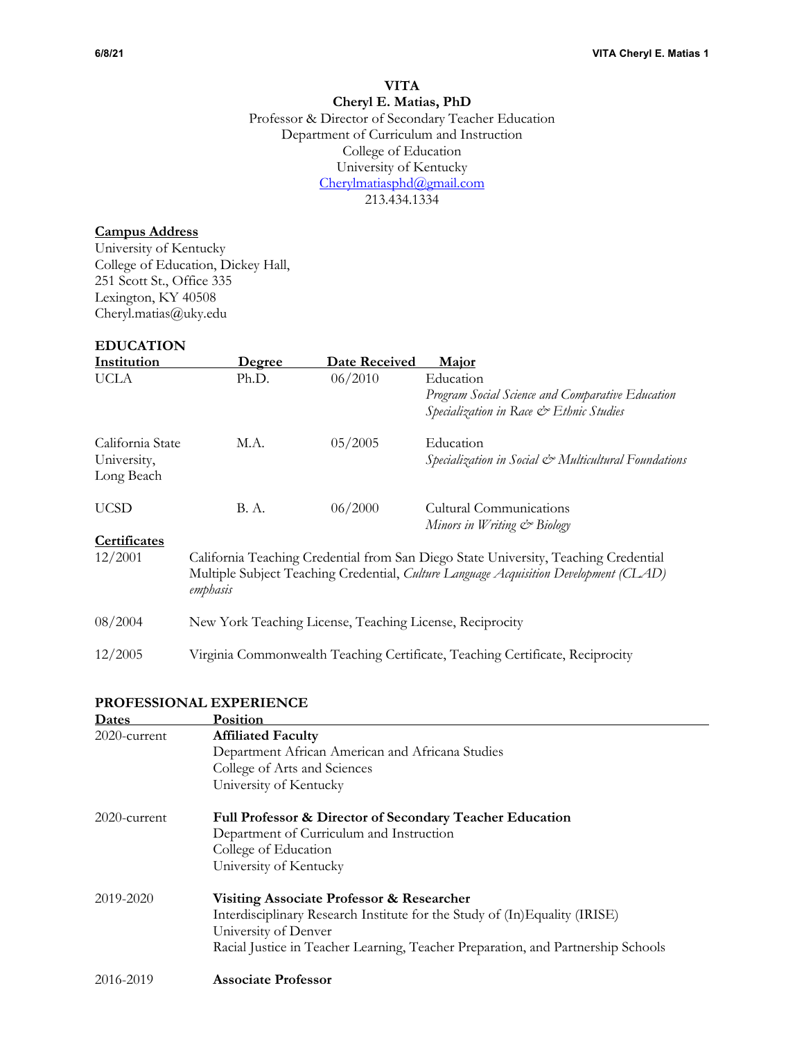**VITA**
**Cheryl E. Matias, PhD**
Professor & Director of Secondary Teacher Education
Department of Curriculum and Instruction
College of Education
University of Kentucky
Cherylmatiasphd@gmail.com
213.434.1334

**Campus Address**
University of Kentucky
College of Education, Dickey Hall,
251 Scott St., Office 335
Lexington, KY 40508
Cheryl.matias@uky.edu

## EDUCATION

| Institution | Degree | Date Received | Major |
|---|---|---|---|
| UCLA | Ph.D. | 06/2010 | Education<br>*Program Social Science and Comparative Education*<br>*Specialization in Race & Ethnic Studies* |
| California State University, Long Beach | M.A. | 05/2005 | Education<br>*Specialization in Social & Multicultural Foundations* |
| UCSD | B. A. | 06/2000 | Cultural Communications<br>*Minors in Writing & Biology* |

**Certificates**

| | |
|---|---|
| 12/2001 | California Teaching Credential from San Diego State University, Teaching Credential Multiple Subject Teaching Credential, *Culture Language Acquisition Development (CLAD) emphasis* |
| 08/2004 | New York Teaching License, Teaching License, Reciprocity |
| 12/2005 | Virginia Commonwealth Teaching Certificate, Teaching Certificate, Reciprocity |

## PROFESSIONAL EXPERIENCE

| Dates | Position |
|---|---|
| 2020-current | **Affiliated Faculty**<br>Department African American and Africana Studies<br>College of Arts and Sciences<br>University of Kentucky |
| 2020-current | **Full Professor & Director of Secondary Teacher Education**<br>Department of Curriculum and Instruction<br>College of Education<br>University of Kentucky |
| 2019-2020 | **Visiting Associate Professor & Researcher**<br>Interdisciplinary Research Institute for the Study of (In)Equality (IRISE)<br>University of Denver<br>Racial Justice in Teacher Learning, Teacher Preparation, and Partnership Schools |
| 2016-2019 | **Associate Professor** |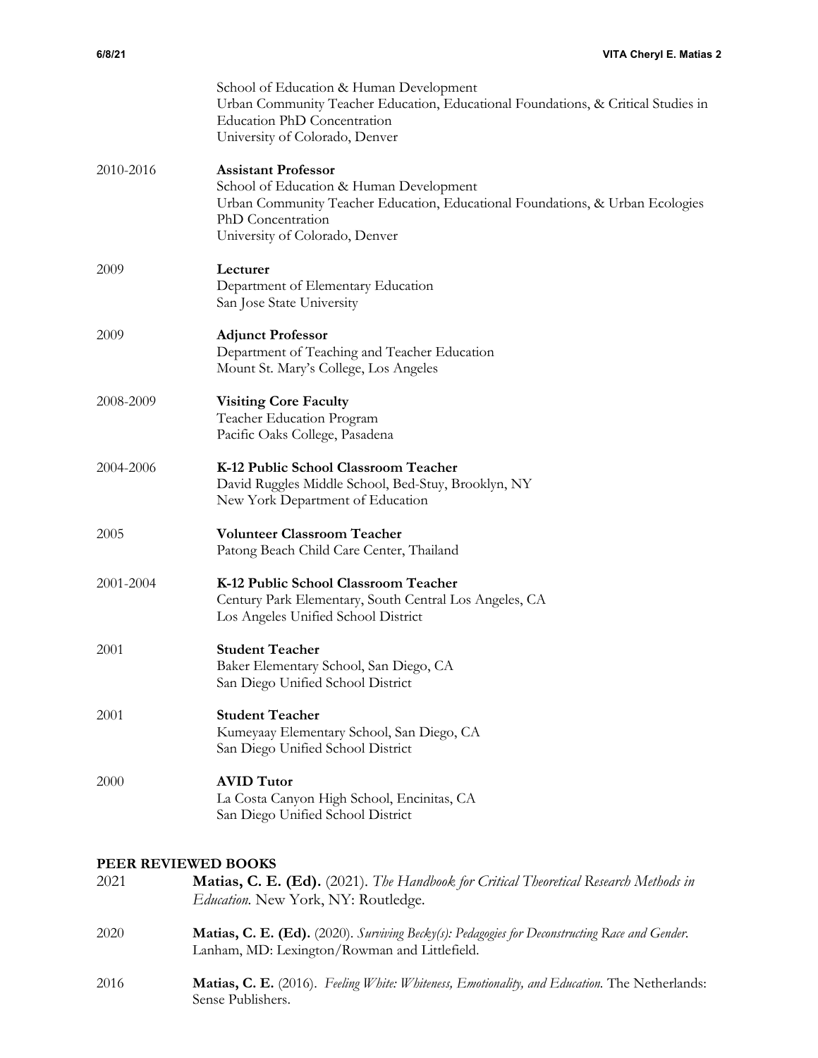School of Education & Human Development
Urban Community Teacher Education, Educational Foundations, & Critical Studies in Education PhD Concentration
University of Colorado, Denver

2010-2016 **Assistant Professor**
School of Education & Human Development
Urban Community Teacher Education, Educational Foundations, & Urban Ecologies PhD Concentration
University of Colorado, Denver

2009 **Lecturer**
Department of Elementary Education
San Jose State University

2009 **Adjunct Professor**
Department of Teaching and Teacher Education
Mount St. Mary's College, Los Angeles

2008-2009 **Visiting Core Faculty**
Teacher Education Program
Pacific Oaks College, Pasadena

2004-2006 **K-12 Public School Classroom Teacher**
David Ruggles Middle School, Bed-Stuy, Brooklyn, NY
New York Department of Education

2005 **Volunteer Classroom Teacher**
Patong Beach Child Care Center, Thailand

2001-2004 **K-12 Public School Classroom Teacher**
Century Park Elementary, South Central Los Angeles, CA
Los Angeles Unified School District

2001 **Student Teacher**
Baker Elementary School, San Diego, CA
San Diego Unified School District

2001 **Student Teacher**
Kumeyaay Elementary School, San Diego, CA
San Diego Unified School District

2000 **AVID Tutor**
La Costa Canyon High School, Encinitas, CA
San Diego Unified School District

## PEER REVIEWED BOOKS

2021 **Matias, C. E. (Ed).** (2021). *The Handbook for Critical Theoretical Research Methods in Education.* New York, NY: Routledge.

2020 **Matias, C. E. (Ed).** (2020). *Surviving Becky(s): Pedagogies for Deconstructing Race and Gender.* Lanham, MD: Lexington/Rowman and Littlefield.

2016 **Matias, C. E.** (2016). *Feeling White: Whiteness, Emotionality, and Education.* The Netherlands: Sense Publishers.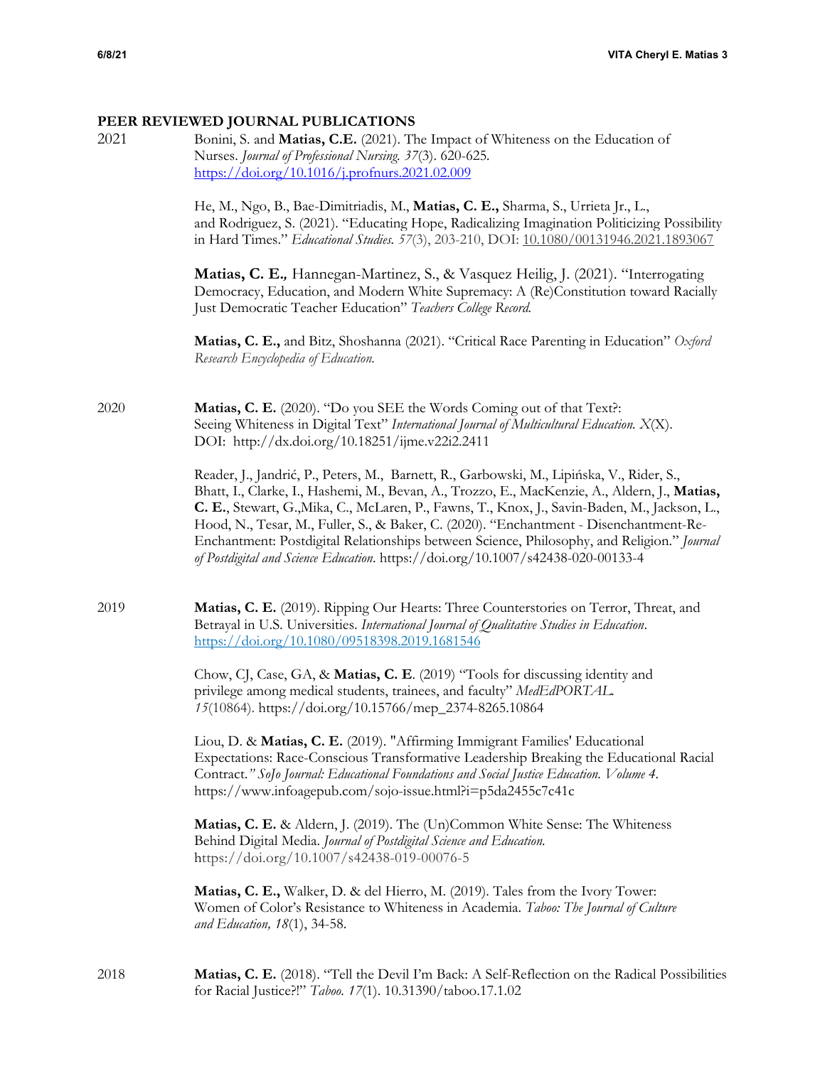## PEER REVIEWED JOURNAL PUBLICATIONS

**2021**

Bonini, S. and **Matias, C.E.** (2021). The Impact of Whiteness on the Education of Nurses. *Journal of Professional Nursing. 37*(3). 620-625. https://doi.org/10.1016/j.profnurs.2021.02.009

He, M., Ngo, B., Bae-Dimitriadis, M., **Matias, C. E.,** Sharma, S., Urrieta Jr., L., and Rodriguez, S. (2021). "Educating Hope, Radicalizing Imagination Politicizing Possibility in Hard Times." *Educational Studies. 57*(3), 203-210, DOI: 10.1080/00131946.2021.1893067

**Matias, C. E.,** Hannegan-Martinez, S., & Vasquez Heilig, J. (2021). "Interrogating Democracy, Education, and Modern White Supremacy: A (Re)Constitution toward Racially Just Democratic Teacher Education" *Teachers College Record.*

**Matias, C. E.,** and Bitz, Shoshanna (2021). "Critical Race Parenting in Education" *Oxford Research Encyclopedia of Education.*

**2020**

**Matias, C. E.** (2020). "Do you SEE the Words Coming out of that Text?: Seeing Whiteness in Digital Text" *International Journal of Multicultural Education. X*(X). DOI: http://dx.doi.org/10.18251/ijme.v22i2.2411

Reader, J., Jandrić, P., Peters, M., Barnett, R., Garbowski, M., Lipińska, V., Rider, S., Bhatt, I., Clarke, I., Hashemi, M., Bevan, A., Trozzo, E., MacKenzie, A., Aldern, J., **Matias, C. E.**, Stewart, G.,Mika, C., McLaren, P., Fawns, T., Knox, J., Savin-Baden, M., Jackson, L., Hood, N., Tesar, M., Fuller, S., & Baker, C. (2020). "Enchantment - Disenchantment-Re-Enchantment: Postdigital Relationships between Science, Philosophy, and Religion." *Journal of Postdigital and Science Education*. https://doi.org/10.1007/s42438-020-00133-4

**2019**

**Matias, C. E.** (2019). Ripping Our Hearts: Three Counterstories on Terror, Threat, and Betrayal in U.S. Universities. *International Journal of Qualitative Studies in Education*. https://doi.org/10.1080/09518398.2019.1681546

Chow, CJ, Case, GA, & **Matias, C. E**. (2019) "Tools for discussing identity and privilege among medical students, trainees, and faculty" *MedEdPORTAL. 15*(10864). https://doi.org/10.15766/mep_2374-8265.10864

Liou, D. & **Matias, C. E.** (2019). "Affirming Immigrant Families' Educational Expectations: Race-Conscious Transformative Leadership Breaking the Educational Racial Contract." *SoJo Journal: Educational Foundations and Social Justice Education. Volume 4*. https://www.infoagepub.com/sojo-issue.html?i=p5da2455c7c41c

**Matias, C. E.** & Aldern, J. (2019). The (Un)Common White Sense: The Whiteness Behind Digital Media. *Journal of Postdigital Science and Education.* https://doi.org/10.1007/s42438-019-00076-5

**Matias, C. E.,** Walker, D. & del Hierro, M. (2019). Tales from the Ivory Tower: Women of Color's Resistance to Whiteness in Academia. *Taboo: The Journal of Culture and Education, 18*(1), 34-58.

**2018**

**Matias, C. E.** (2018). "Tell the Devil I'm Back: A Self-Reflection on the Radical Possibilities for Racial Justice?!" *Taboo. 17*(1). 10.31390/taboo.17.1.02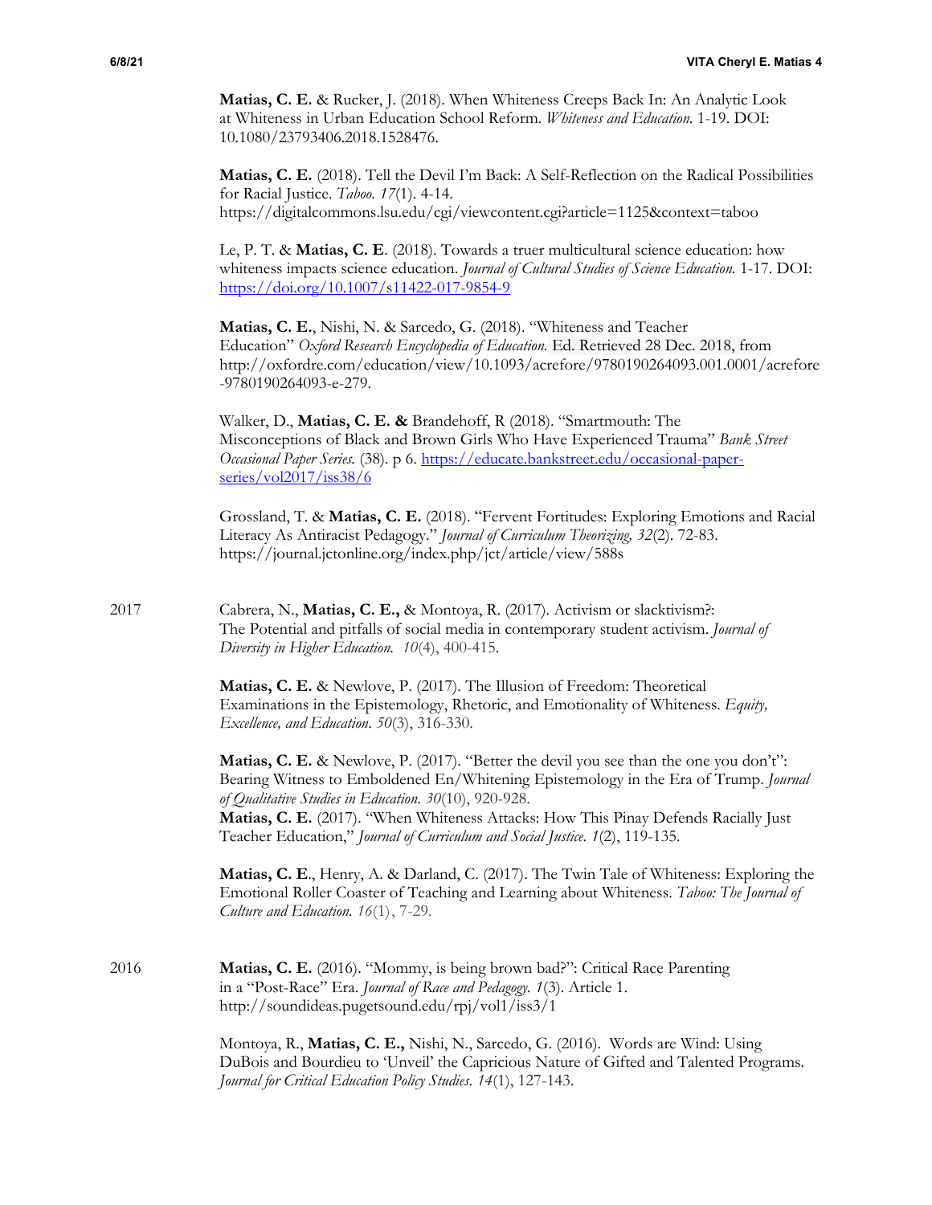**Matias, C. E.** & Rucker, J. (2018). When Whiteness Creeps Back In: An Analytic Look at Whiteness in Urban Education School Reform. *Whiteness and Education.* 1-19. DOI: 10.1080/23793406.2018.1528476.

**Matias, C. E.** (2018). Tell the Devil I'm Back: A Self-Reflection on the Radical Possibilities for Racial Justice. *Taboo. 17*(1). 4-14. https://digitalcommons.lsu.edu/cgi/viewcontent.cgi?article=1125&context=taboo

Le, P. T. & **Matias, C. E**. (2018). Towards a truer multicultural science education: how whiteness impacts science education. *Journal of Cultural Studies of Science Education.* 1-17. DOI: https://doi.org/10.1007/s11422-017-9854-9

**Matias, C. E.**, Nishi, N. & Sarcedo, G. (2018). "Whiteness and Teacher Education" *Oxford Research Encyclopedia of Education.* Ed. Retrieved 28 Dec. 2018, from http://oxfordre.com/education/view/10.1093/acrefore/9780190264093.001.0001/acrefore-9780190264093-e-279.

Walker, D., **Matias, C. E. &** Brandehoff, R (2018). "Smartmouth: The Misconceptions of Black and Brown Girls Who Have Experienced Trauma" *Bank Street Occasional Paper Series.* (38). p 6. https://educate.bankstreet.edu/occasional-paper-series/vol2017/iss38/6

Grossland, T. & **Matias, C. E.** (2018). "Fervent Fortitudes: Exploring Emotions and Racial Literacy As Antiracist Pedagogy." *Journal of Curriculum Theorizing, 32*(2). 72-83. https://journal.jctonline.org/index.php/jct/article/view/588s

2017

Cabrera, N., **Matias, C. E.,** & Montoya, R. (2017). Activism or slacktivism?: The Potential and pitfalls of social media in contemporary student activism. *Journal of Diversity in Higher Education. 10*(4), 400-415.

**Matias, C. E.** & Newlove, P. (2017). The Illusion of Freedom: Theoretical Examinations in the Epistemology, Rhetoric, and Emotionality of Whiteness. *Equity, Excellence, and Education. 50*(3), 316-330.

**Matias, C. E.** & Newlove, P. (2017). "Better the devil you see than the one you don't": Bearing Witness to Emboldened En/Whitening Epistemology in the Era of Trump. *Journal of Qualitative Studies in Education. 30*(10), 920-928.

**Matias, C. E.** (2017). "When Whiteness Attacks: How This Pinay Defends Racially Just Teacher Education," *Journal of Curriculum and Social Justice. 1*(2), 119-135.

**Matias, C. E**., Henry, A. & Darland, C. (2017). The Twin Tale of Whiteness: Exploring the Emotional Roller Coaster of Teaching and Learning about Whiteness. *Taboo: The Journal of Culture and Education. 16*(1), 7-29.

2016

**Matias, C. E.** (2016). "Mommy, is being brown bad?": Critical Race Parenting in a "Post-Race" Era. *Journal of Race and Pedagogy. 1*(3). Article 1. http://soundideas.pugetsound.edu/rpj/vol1/iss3/1

Montoya, R., **Matias, C. E.,** Nishi, N., Sarcedo, G. (2016). Words are Wind: Using DuBois and Bourdieu to 'Unveil' the Capricious Nature of Gifted and Talented Programs. *Journal for Critical Education Policy Studies. 14*(1), 127-143.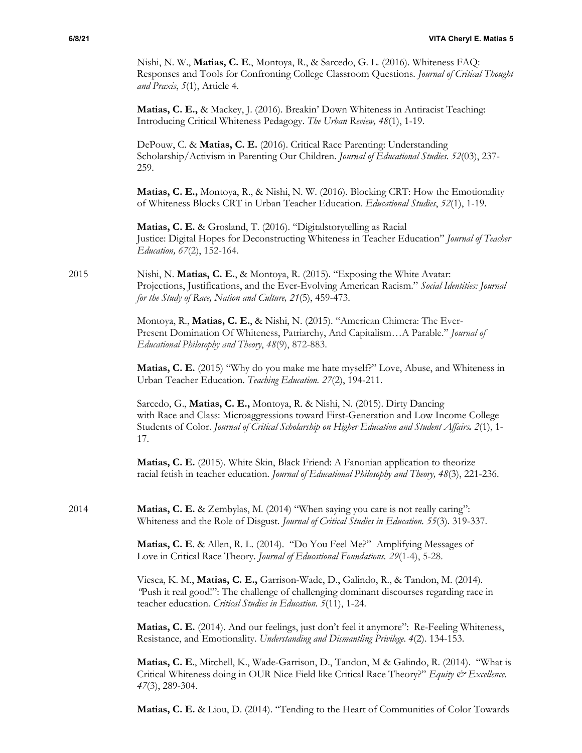Nishi, N. W., **Matias, C. E**., Montoya, R., & Sarcedo, G. L. (2016). Whiteness FAQ: Responses and Tools for Confronting College Classroom Questions. *Journal of Critical Thought and Praxis*, *5*(1), Article 4.

**Matias, C. E.,** & Mackey, J. (2016). Breakin' Down Whiteness in Antiracist Teaching: Introducing Critical Whiteness Pedagogy. *The Urban Review, 48*(1), 1-19.

DePouw, C. & **Matias, C. E.** (2016). Critical Race Parenting: Understanding Scholarship/Activism in Parenting Our Children. *Journal of Educational Studies*. *52*(03), 237-259.

**Matias, C. E.,** Montoya, R., & Nishi, N. W. (2016). Blocking CRT: How the Emotionality of Whiteness Blocks CRT in Urban Teacher Education. *Educational Studies*, *52*(1), 1-19.

**Matias, C. E.** & Grosland, T. (2016). "Digitalstorytelling as Racial Justice: Digital Hopes for Deconstructing Whiteness in Teacher Education" *Journal of Teacher Education, 67*(2), 152-164.

2015

Nishi, N. **Matias, C. E.**, & Montoya, R. (2015). "Exposing the White Avatar: Projections, Justifications, and the Ever-Evolving American Racism." *Social Identities: Journal for the Study of Race, Nation and Culture, 21*(5), 459-473.

Montoya, R., **Matias, C. E.**, & Nishi, N. (2015). "American Chimera: The Ever-Present Domination Of Whiteness, Patriarchy, And Capitalism…A Parable." *Journal of Educational Philosophy and Theory*, *48*(9), 872-883.

**Matias, C. E.** (2015) "Why do you make me hate myself?" Love, Abuse, and Whiteness in Urban Teacher Education. *Teaching Education. 27*(2), 194-211.

Sarcedo, G., **Matias, C. E.,** Montoya, R. & Nishi, N. (2015). Dirty Dancing with Race and Class: Microaggressions toward First-Generation and Low Income College Students of Color. *Journal of Critical Scholarship on Higher Education and Student Affairs.* *2*(1), 1-17.

**Matias, C. E.** (2015). White Skin, Black Friend: A Fanonian application to theorize racial fetish in teacher education. *Journal of Educational Philosophy and Theory, 48*(3), 221-236.

2014

**Matias, C. E.** & Zembylas, M. (2014) "When saying you care is not really caring": Whiteness and the Role of Disgust. *Journal of Critical Studies in Education. 55*(3). 319-337.

**Matias, C. E**. & Allen, R. L. (2014). "Do You Feel Me?" Amplifying Messages of Love in Critical Race Theory. *Journal of Educational Foundations. 29*(1-4), 5-28.

Viesca, K. M., **Matias, C. E.,** Garrison-Wade, D., Galindo, R., & Tandon, M. (2014). *"*Push it real good!": The challenge of challenging dominant discourses regarding race in teacher education. *Critical Studies in Education. 5*(11), 1-24.

**Matias, C. E.** (2014). And our feelings, just don't feel it anymore": Re-Feeling Whiteness, Resistance, and Emotionality. *Understanding and Dismantling Privilege*. *4*(2). 134-153.

**Matias, C. E**., Mitchell, K., Wade-Garrison, D., Tandon, M & Galindo, R. (2014). "What is Critical Whiteness doing in OUR Nice Field like Critical Race Theory?" *Equity & Excellence. 47*(3), 289-304.

**Matias, C. E.** & Liou, D. (2014). "Tending to the Heart of Communities of Color Towards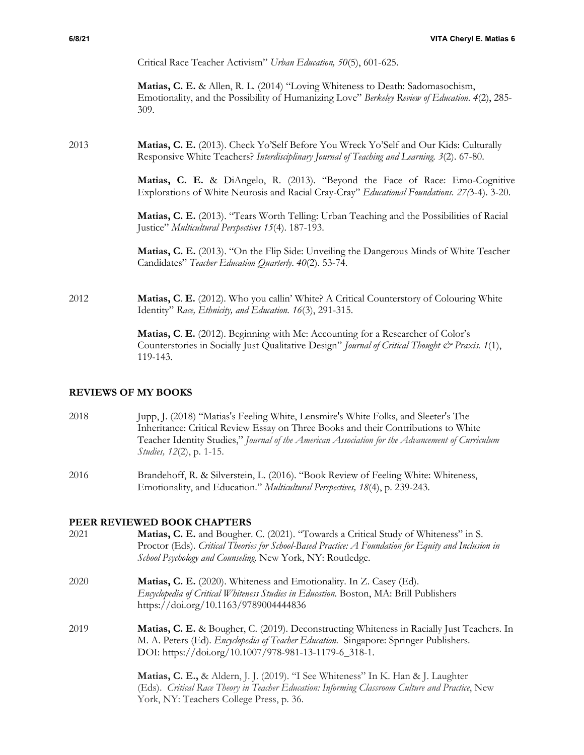Critical Race Teacher Activism" *Urban Education, 50*(5), 601-625.

**Matias, C. E.** & Allen, R. L. (2014) "Loving Whiteness to Death: Sadomasochism, Emotionality, and the Possibility of Humanizing Love" *Berkeley Review of Education. 4*(2), 285-309.

2013 **Matias, C. E.** (2013). Check Yo'Self Before You Wreck Yo'Self and Our Kids: Culturally Responsive White Teachers? *Interdisciplinary Journal of Teaching and Learning. 3*(2). 67-80.

**Matias, C. E.** & DiAngelo, R. (2013). "Beyond the Face of Race: Emo-Cognitive Explorations of White Neurosis and Racial Cray-Cray" *Educational Foundations. 27(*3-4). 3-20.

**Matias, C. E.** (2013). "Tears Worth Telling: Urban Teaching and the Possibilities of Racial Justice" *Multicultural Perspectives 15*(4). 187-193.

**Matias, C. E.** (2013). "On the Flip Side: Unveiling the Dangerous Minds of White Teacher Candidates" *Teacher Education Quarterly. 40*(2). 53-74.

2012 **Matias, C. E.** (2012). Who you callin' White? A Critical Counterstory of Colouring White Identity" *Race, Ethnicity, and Education. 16*(3), 291-315.

**Matias, C. E.** (2012). Beginning with Me: Accounting for a Researcher of Color's Counterstories in Socially Just Qualitative Design" *Journal of Critical Thought & Praxis. 1*(1), 119-143.

## REVIEWS OF MY BOOKS

2018 Jupp, J. (2018) "Matias's Feeling White, Lensmire's White Folks, and Sleeter's The Inheritance: Critical Review Essay on Three Books and their Contributions to White Teacher Identity Studies," *Journal of the American Association for the Advancement of Curriculum Studies, 12*(2), p. 1-15.

2016 Brandehoff, R. & Silverstein, L. (2016). "Book Review of Feeling White: Whiteness, Emotionality, and Education." *Multicultural Perspectives, 18*(4), p. 239-243.

## PEER REVIEWED BOOK CHAPTERS

2021 **Matias, C. E.** and Bougher. C. (2021). "Towards a Critical Study of Whiteness" in S. Proctor (Eds). *Critical Theories for School-Based Practice: A Foundation for Equity and Inclusion in School Psychology and Counseling.* New York, NY: Routledge.

2020 **Matias, C. E.** (2020). Whiteness and Emotionality. In Z. Casey (Ed). *Encyclopedia of Critical Whiteness Studies in Education*. Boston, MA: Brill Publishers https://doi.org/10.1163/9789004444836

2019 **Matias, C. E.** & Bougher, C. (2019). Deconstructing Whiteness in Racially Just Teachers. In M. A. Peters (Ed). *Encyclopedia of Teacher Education.* Singapore: Springer Publishers. DOI: https://doi.org/10.1007/978-981-13-1179-6_318-1.

**Matias, C. E.,** & Aldern, J. J. (2019). "I See Whiteness" In K. Han & J. Laughter (Eds). *Critical Race Theory in Teacher Education: Informing Classroom Culture and Practice*, New York, NY: Teachers College Press, p. 36.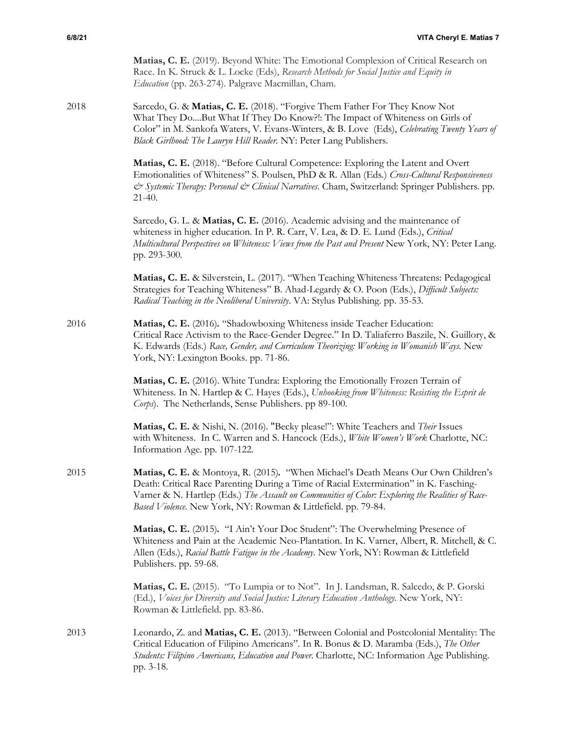**Matias, C. E.** (2019). Beyond White: The Emotional Complexion of Critical Research on Race. In K. Struck & L. Locke (Eds), *Research Methods for Social Justice and Equity in Education* (pp. 263-274). Palgrave Macmillan, Cham.

2018

Sarcedo, G. & **Matias, C. E.** (2018). "Forgive Them Father For They Know Not What They Do....But What If They Do Know?!: The Impact of Whiteness on Girls of Color" in M. Sankofa Waters, V. Evans-Winters, & B. Love (Eds), *Celebrating Twenty Years of Black Girlhood: The Lauryn Hill Reader*. NY: Peter Lang Publishers.

**Matias, C. E.** (2018). "Before Cultural Competence: Exploring the Latent and Overt Emotionalities of Whiteness" S. Poulsen, PhD & R. Allan (Eds.) *Cross-Cultural Responsiveness & Systemic Therapy: Personal & Clinical Narratives*. Cham, Switzerland: Springer Publishers. pp. 21-40.

Sarcedo, G. L. & **Matias, C. E.** (2016). Academic advising and the maintenance of whiteness in higher education. In P. R. Carr, V. Lea, & D. E. Lund (Eds.), *Critical Multicultural Perspectives on Whiteness: Views from the Past and Present* New York, NY: Peter Lang. pp. 293-300.

**Matias, C. E.** & Silverstein, L. (2017). "When Teaching Whiteness Threatens: Pedagogical Strategies for Teaching Whiteness" B. Ahad-Legardy & O. Poon (Eds.), *Difficult Subjects: Radical Teaching in the Neoliberal University*. VA: Stylus Publishing. pp. 35-53.

2016

**Matias, C. E.** (2016). "Shadowboxing Whiteness inside Teacher Education: Critical Race Activism to the Race-Gender Degree." In D. Taliaferro Baszile, N. Guillory, & K. Edwards (Eds.) *Race, Gender, and Curriculum Theorizing: Working in Womanish Ways*. New York, NY: Lexington Books. pp. 71-86.

**Matias, C. E.** (2016). White Tundra: Exploring the Emotionally Frozen Terrain of Whiteness. In N. Hartlep & C. Hayes (Eds.), *Unhooking from Whiteness: Resisting the Esprit de Corps*). The Netherlands, Sense Publishers. pp 89-100.

**Matias, C. E.** & Nishi, N. (2016). "Becky please!": White Teachers and *Their* Issues with Whiteness. In C. Warren and S. Hancock (Eds.), *White Women's Work* Charlotte, NC: Information Age. pp. 107-122.

2015

**Matias, C. E.** & Montoya, R. (2015). "When Michael's Death Means Our Own Children's Death: Critical Race Parenting During a Time of Racial Extermination" in K. Fasching-Varner & N. Hartlep (Eds.) *The Assault on Communities of Color: Exploring the Realities of Race-Based Violence*. New York, NY: Rowman & Littlefield. pp. 79-84.

**Matias, C. E.** (2015). "I Ain't Your Doc Student": The Overwhelming Presence of Whiteness and Pain at the Academic Neo-Plantation. In K. Varner, Albert, R. Mitchell, & C. Allen (Eds.), *Racial Battle Fatigue in the Academy*. New York, NY: Rowman & Littlefield Publishers. pp. 59-68.

**Matias, C. E.** (2015). "To Lumpia or to Not". In J. Landsman, R. Salcedo, & P. Gorski (Ed.), *Voices for Diversity and Social Justice: Literary Education Anthology*. New York, NY: Rowman & Littlefield. pp. 83-86.

2013

Leonardo, Z. and **Matias, C. E.** (2013). "Between Colonial and Postcolonial Mentality: The Critical Education of Filipino Americans". In R. Bonus & D. Maramba (Eds.), *The Other Students: Filipino Americans, Education and Power*. Charlotte, NC: Information Age Publishing. pp. 3-18.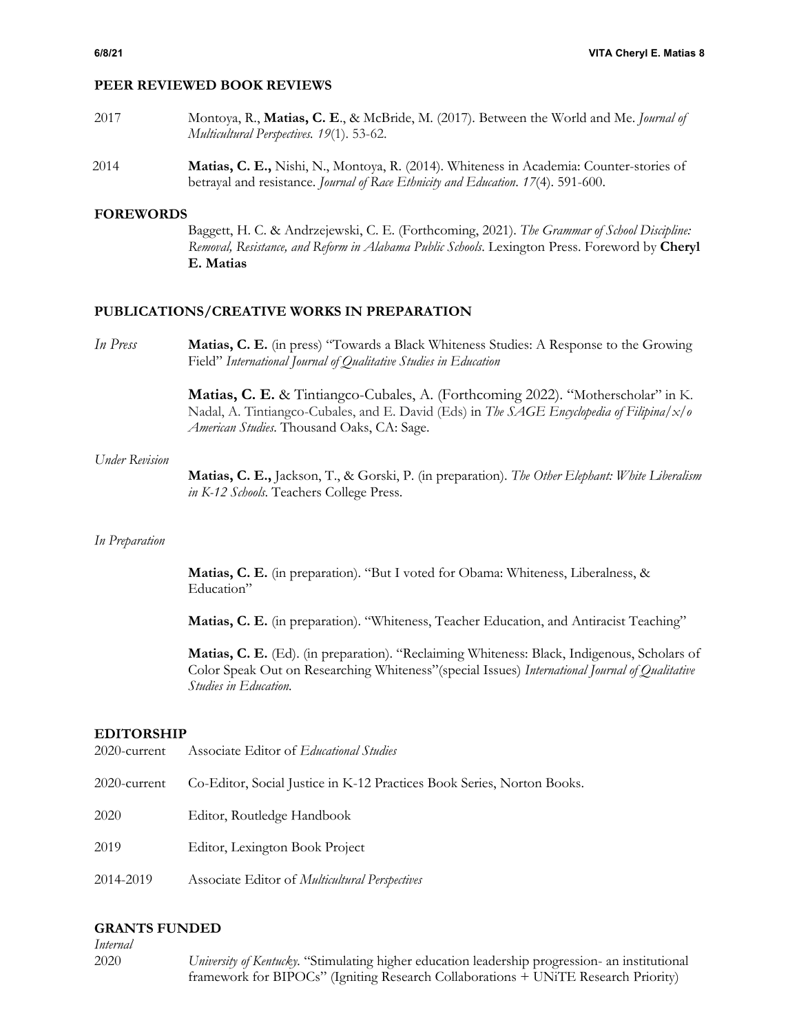## PEER REVIEWED BOOK REVIEWS

2017 Montoya, R., **Matias, C. E**., & McBride, M. (2017). Between the World and Me. *Journal of Multicultural Perspectives. 19*(1). 53-62.

2014 **Matias, C. E.,** Nishi, N., Montoya, R. (2014). Whiteness in Academia: Counter-stories of betrayal and resistance. *Journal of Race Ethnicity and Education*. *17*(4). 591-600.

## FOREWORDS

Baggett, H. C. & Andrzejewski, C. E. (Forthcoming, 2021). *The Grammar of School Discipline: Removal, Resistance, and Reform in Alabama Public Schools*. Lexington Press. Foreword by **Cheryl E. Matias**

## PUBLICATIONS/CREATIVE WORKS IN PREPARATION

*In Press*

**Matias, C. E.** (in press) "Towards a Black Whiteness Studies: A Response to the Growing Field" *International Journal of Qualitative Studies in Education*

**Matias, C. E.** & Tintiangco-Cubales, A. (Forthcoming 2022). "Motherscholar" in K. Nadal, A. Tintiangco-Cubales, and E. David (Eds) in *The SAGE Encyclopedia of Filipina/x/o American Studies*. Thousand Oaks, CA: Sage.

*Under Revision*

**Matias, C. E.,** Jackson, T., & Gorski, P. (in preparation). *The Other Elephant: White Liberalism in K-12 Schools*. Teachers College Press.

*In Preparation*

**Matias, C. E.** (in preparation). "But I voted for Obama: Whiteness, Liberalness, & Education"

**Matias, C. E.** (in preparation). "Whiteness, Teacher Education, and Antiracist Teaching"

**Matias, C. E.** (Ed). (in preparation). "Reclaiming Whiteness: Black, Indigenous, Scholars of Color Speak Out on Researching Whiteness"(special Issues) *International Journal of Qualitative Studies in Education.*

## EDITORSHIP

2020-current Associate Editor of *Educational Studies*

2020-current Co-Editor, Social Justice in K-12 Practices Book Series, Norton Books.

2020 Editor, Routledge Handbook

2019 Editor, Lexington Book Project

2014-2019 Associate Editor of *Multicultural Perspectives*

## GRANTS FUNDED

*Internal*

2020 *University of Kentucky*. "Stimulating higher education leadership progression- an institutional framework for BIPOCs" (Igniting Research Collaborations + UNiTE Research Priority)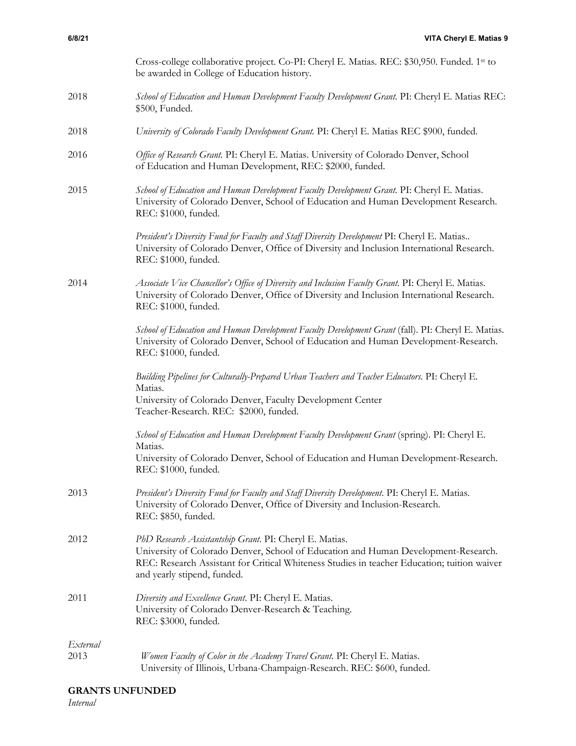Cross-college collaborative project. Co-PI: Cheryl E. Matias. REC: $30,950. Funded. 1st to be awarded in College of Education history.

2018 *School of Education and Human Development Faculty Development Grant.* PI: Cheryl E. Matias REC: $500, Funded.

2018 *University of Colorado Faculty Development Grant.* PI: Cheryl E. Matias REC $900, funded.

2016 *Office of Research Grant.* PI: Cheryl E. Matias. University of Colorado Denver, School of Education and Human Development, REC: $2000, funded.

2015 *School of Education and Human Development Faculty Development Grant.* PI: Cheryl E. Matias. University of Colorado Denver, School of Education and Human Development Research. REC: $1000, funded.

*President's Diversity Fund for Faculty and Staff Diversity Development* PI: Cheryl E. Matias.. University of Colorado Denver, Office of Diversity and Inclusion International Research. REC: $1000, funded.

2014 *Associate Vice Chancellor's Office of Diversity and Inclusion Faculty Grant.* PI: Cheryl E. Matias. University of Colorado Denver, Office of Diversity and Inclusion International Research. REC: $1000, funded.

*School of Education and Human Development Faculty Development Grant* (fall). PI: Cheryl E. Matias. University of Colorado Denver, School of Education and Human Development-Research. REC: $1000, funded.

*Building Pipelines for Culturally-Prepared Urban Teachers and Teacher Educators.* PI: Cheryl E. Matias.
University of Colorado Denver, Faculty Development Center
Teacher-Research. REC: $2000, funded.

*School of Education and Human Development Faculty Development Grant* (spring). PI: Cheryl E. Matias.
University of Colorado Denver, School of Education and Human Development-Research. REC: $1000, funded.

2013 *President's Diversity Fund for Faculty and Staff Diversity Development.* PI: Cheryl E. Matias. University of Colorado Denver, Office of Diversity and Inclusion-Research. REC: $850, funded.

2012 *PhD Research Assistantship Grant.* PI: Cheryl E. Matias.
University of Colorado Denver, School of Education and Human Development-Research. REC: Research Assistant for Critical Whiteness Studies in teacher Education; tuition waiver and yearly stipend, funded.

2011 *Diversity and Excellence Grant.* PI: Cheryl E. Matias.
University of Colorado Denver-Research & Teaching.
REC: $3000, funded.

*External*

2013 *Women Faculty of Color in the Academy Travel Grant.* PI: Cheryl E. Matias.
University of Illinois, Urbana-Champaign-Research. REC: $600, funded.

**GRANTS UNFUNDED**

*Internal*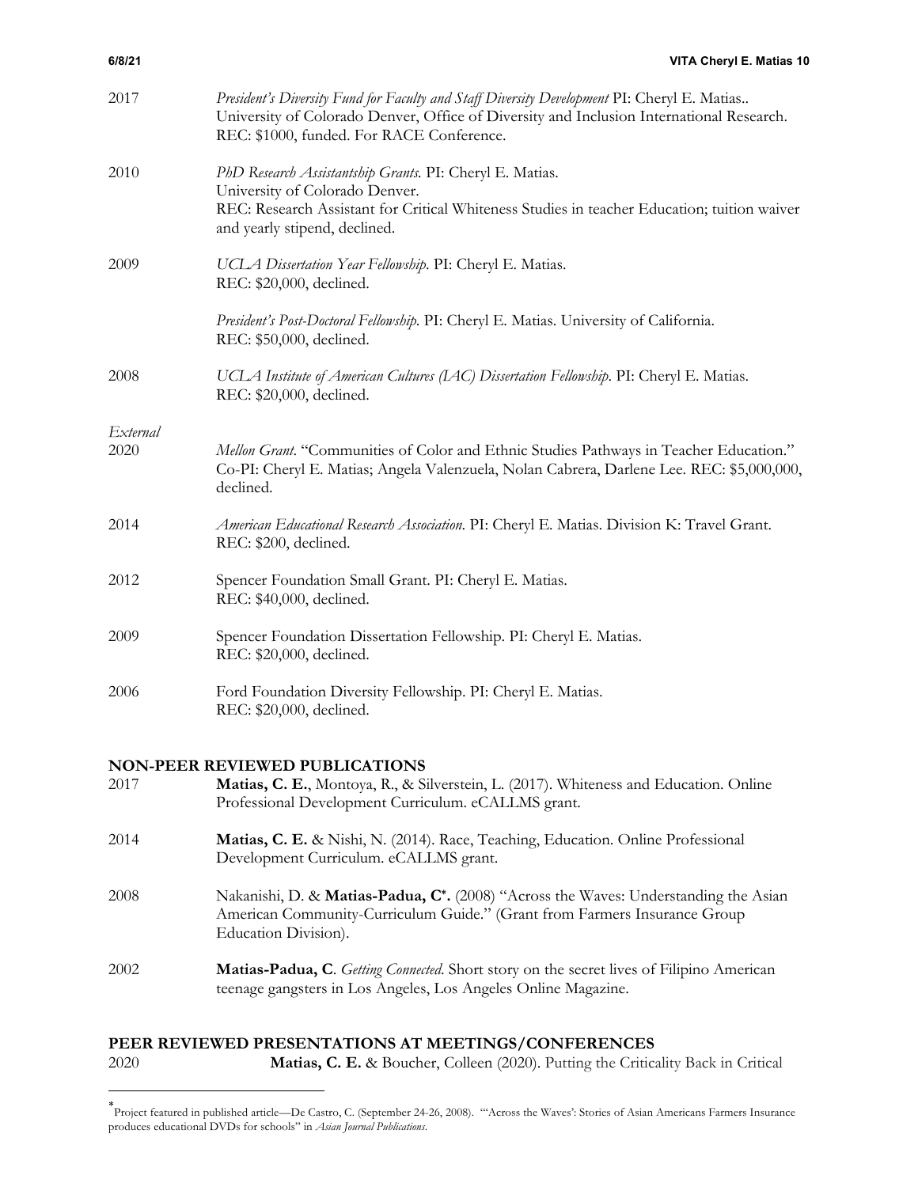2017 *President's Diversity Fund for Faculty and Staff Diversity Development* PI: Cheryl E. Matias.. University of Colorado Denver, Office of Diversity and Inclusion International Research. REC: $1000, funded. For RACE Conference.

2010 *PhD Research Assistantship Grants.* PI: Cheryl E. Matias. University of Colorado Denver. REC: Research Assistant for Critical Whiteness Studies in teacher Education; tuition waiver and yearly stipend, declined.

2009 *UCLA Dissertation Year Fellowship.* PI: Cheryl E. Matias. REC: $20,000, declined.

*President's Post-Doctoral Fellowship.* PI: Cheryl E. Matias. University of California. REC: $50,000, declined.

2008 *UCLA Institute of American Cultures (IAC) Dissertation Fellowship.* PI: Cheryl E. Matias. REC: $20,000, declined.

*External*

2020 *Mellon Grant.* "Communities of Color and Ethnic Studies Pathways in Teacher Education." Co-PI: Cheryl E. Matias; Angela Valenzuela, Nolan Cabrera, Darlene Lee. REC: $5,000,000, declined.

2014 *American Educational Research Association.* PI: Cheryl E. Matias. Division K: Travel Grant. REC: $200, declined.

2012 Spencer Foundation Small Grant. PI: Cheryl E. Matias. REC: $40,000, declined.

2009 Spencer Foundation Dissertation Fellowship. PI: Cheryl E. Matias. REC: $20,000, declined.

2006 Ford Foundation Diversity Fellowship. PI: Cheryl E. Matias. REC: $20,000, declined.

## NON-PEER REVIEWED PUBLICATIONS

2017 **Matias, C. E.**, Montoya, R., & Silverstein, L. (2017). Whiteness and Education. Online Professional Development Curriculum. eCALLMS grant.

2014 **Matias, C. E.** & Nishi, N. (2014). Race, Teaching, Education. Online Professional Development Curriculum. eCALLMS grant.

2008 Nakanishi, D. & **Matias-Padua, C***. (2008) "Across the Waves: Understanding the Asian American Community-Curriculum Guide." (Grant from Farmers Insurance Group Education Division).

2002 **Matias-Padua, C**. *Getting Connected*. Short story on the secret lives of Filipino American teenage gangsters in Los Angeles, Los Angeles Online Magazine.

## PEER REVIEWED PRESENTATIONS AT MEETINGS/CONFERENCES

2020 **Matias, C. E.** & Boucher, Colleen (2020). Putting the Criticality Back in Critical

* Project featured in published article—De Castro, C. (September 24-26, 2008). "'Across the Waves': Stories of Asian Americans Farmers Insurance produces educational DVDs for schools" in *Asian Journal Publications*.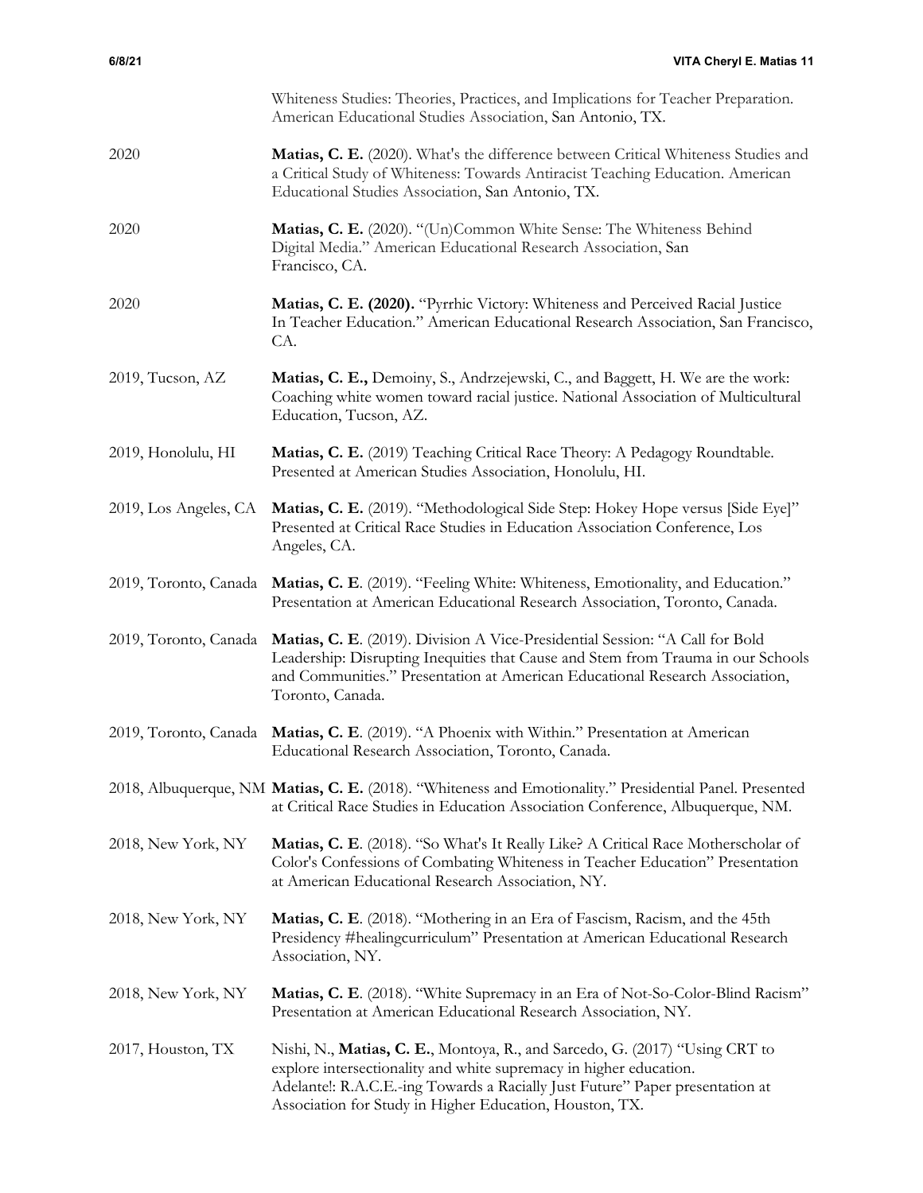Whiteness Studies: Theories, Practices, and Implications for Teacher Preparation. American Educational Studies Association, San Antonio, TX.

2020 **Matias, C. E.** (2020). What's the difference between Critical Whiteness Studies and a Critical Study of Whiteness: Towards Antiracist Teaching Education. American Educational Studies Association, San Antonio, TX.

2020 **Matias, C. E.** (2020). "(Un)Common White Sense: The Whiteness Behind Digital Media." American Educational Research Association, San Francisco, CA.

2020 **Matias, C. E. (2020).** "Pyrrhic Victory: Whiteness and Perceived Racial Justice In Teacher Education." American Educational Research Association, San Francisco, CA.

2019, Tucson, AZ **Matias, C. E.,** Demoiny, S., Andrzejewski, C., and Baggett, H. We are the work: Coaching white women toward racial justice. National Association of Multicultural Education, Tucson, AZ.

2019, Honolulu, HI **Matias, C. E.** (2019) Teaching Critical Race Theory: A Pedagogy Roundtable. Presented at American Studies Association, Honolulu, HI.

2019, Los Angeles, CA **Matias, C. E.** (2019). "Methodological Side Step: Hokey Hope versus [Side Eye]" Presented at Critical Race Studies in Education Association Conference, Los Angeles, CA.

2019, Toronto, Canada **Matias, C. E**. (2019). "Feeling White: Whiteness, Emotionality, and Education." Presentation at American Educational Research Association, Toronto, Canada.

2019, Toronto, Canada **Matias, C. E**. (2019). Division A Vice-Presidential Session: "A Call for Bold Leadership: Disrupting Inequities that Cause and Stem from Trauma in our Schools and Communities." Presentation at American Educational Research Association, Toronto, Canada.

2019, Toronto, Canada **Matias, C. E**. (2019). "A Phoenix with Within." Presentation at American Educational Research Association, Toronto, Canada.

2018, Albuquerque, NM **Matias, C. E.** (2018). "Whiteness and Emotionality." Presidential Panel. Presented at Critical Race Studies in Education Association Conference, Albuquerque, NM.

2018, New York, NY **Matias, C. E**. (2018). "So What's It Really Like? A Critical Race Motherscholar of Color's Confessions of Combating Whiteness in Teacher Education" Presentation at American Educational Research Association, NY.

2018, New York, NY **Matias, C. E**. (2018). "Mothering in an Era of Fascism, Racism, and the 45th Presidency #healingcurriculum" Presentation at American Educational Research Association, NY.

2018, New York, NY **Matias, C. E**. (2018). "White Supremacy in an Era of Not-So-Color-Blind Racism" Presentation at American Educational Research Association, NY.

2017, Houston, TX Nishi, N., **Matias, C. E.**, Montoya, R., and Sarcedo, G. (2017) "Using CRT to explore intersectionality and white supremacy in higher education. Adelante!: R.A.C.E.-ing Towards a Racially Just Future" Paper presentation at Association for Study in Higher Education, Houston, TX.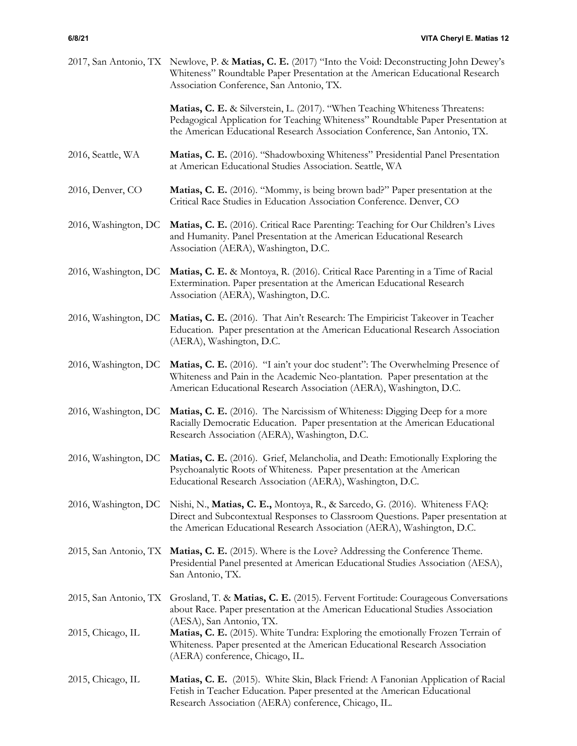2017, San Antonio, TX Newlove, P. & **Matias, C. E.** (2017) "Into the Void: Deconstructing John Dewey's Whiteness" Roundtable Paper Presentation at the American Educational Research Association Conference, San Antonio, TX.

**Matias, C. E.** & Silverstein, L. (2017). "When Teaching Whiteness Threatens: Pedagogical Application for Teaching Whiteness" Roundtable Paper Presentation at the American Educational Research Association Conference, San Antonio, TX.

2016, Seattle, WA **Matias, C. E.** (2016). "Shadowboxing Whiteness" Presidential Panel Presentation at American Educational Studies Association. Seattle, WA

2016, Denver, CO **Matias, C. E.** (2016). "Mommy, is being brown bad?" Paper presentation at the Critical Race Studies in Education Association Conference. Denver, CO

2016, Washington, DC **Matias, C. E.** (2016). Critical Race Parenting: Teaching for Our Children's Lives and Humanity. Panel Presentation at the American Educational Research Association (AERA), Washington, D.C.

2016, Washington, DC **Matias, C. E.** & Montoya, R. (2016). Critical Race Parenting in a Time of Racial Extermination. Paper presentation at the American Educational Research Association (AERA), Washington, D.C.

2016, Washington, DC **Matias, C. E.** (2016). That Ain't Research: The Empiricist Takeover in Teacher Education. Paper presentation at the American Educational Research Association (AERA), Washington, D.C.

2016, Washington, DC **Matias, C. E.** (2016). "I ain't your doc student": The Overwhelming Presence of Whiteness and Pain in the Academic Neo-plantation. Paper presentation at the American Educational Research Association (AERA), Washington, D.C.

2016, Washington, DC **Matias, C. E.** (2016). The Narcissism of Whiteness: Digging Deep for a more Racially Democratic Education. Paper presentation at the American Educational Research Association (AERA), Washington, D.C.

2016, Washington, DC **Matias, C. E.** (2016). Grief, Melancholia, and Death: Emotionally Exploring the Psychoanalytic Roots of Whiteness. Paper presentation at the American Educational Research Association (AERA), Washington, D.C.

2016, Washington, DC Nishi, N., **Matias, C. E.,** Montoya, R., & Sarcedo, G. (2016). Whiteness FAQ: Direct and Subcontextual Responses to Classroom Questions. Paper presentation at the American Educational Research Association (AERA), Washington, D.C.

2015, San Antonio, TX **Matias, C. E.** (2015). Where is the Love? Addressing the Conference Theme. Presidential Panel presented at American Educational Studies Association (AESA), San Antonio, TX.

2015, San Antonio, TX Grosland, T. & **Matias, C. E.** (2015). Fervent Fortitude: Courageous Conversations about Race. Paper presentation at the American Educational Studies Association (AESA), San Antonio, TX.

2015, Chicago, IL **Matias, C. E.** (2015). White Tundra: Exploring the emotionally Frozen Terrain of Whiteness. Paper presented at the American Educational Research Association (AERA) conference, Chicago, IL.

2015, Chicago, IL **Matias, C. E.** (2015). White Skin, Black Friend: A Fanonian Application of Racial Fetish in Teacher Education. Paper presented at the American Educational Research Association (AERA) conference, Chicago, IL.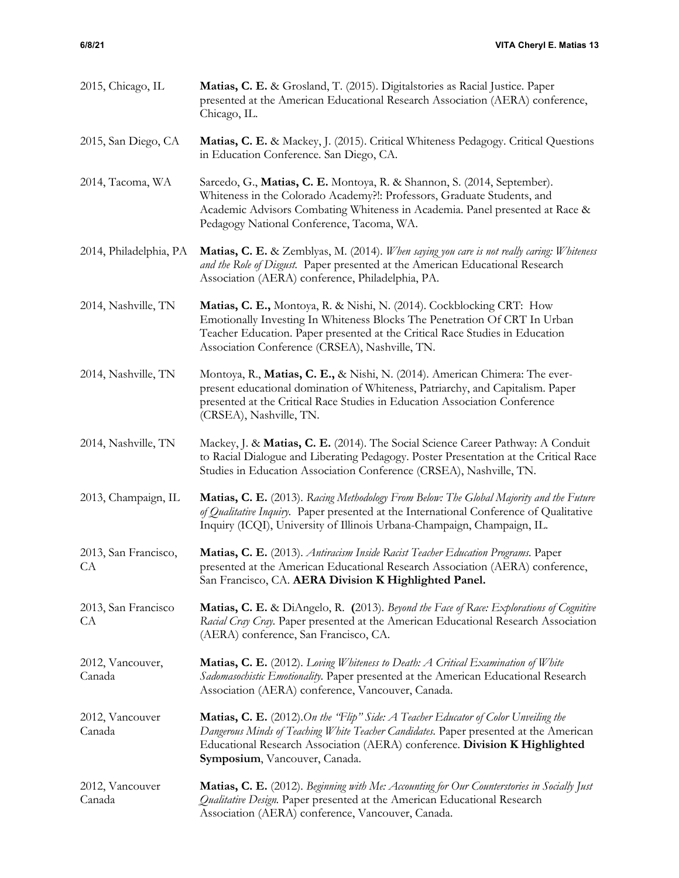| | |
|---|---|
| 2015, Chicago, IL | **Matias, C. E.** & Grosland, T. (2015). Digitalstories as Racial Justice. Paper presented at the American Educational Research Association (AERA) conference, Chicago, IL. |
| 2015, San Diego, CA | **Matias, C. E.** & Mackey, J. (2015). Critical Whiteness Pedagogy. Critical Questions in Education Conference. San Diego, CA. |
| 2014, Tacoma, WA | Sarcedo, G., **Matias, C. E.** Montoya, R. & Shannon, S. (2014, September). Whiteness in the Colorado Academy?!: Professors, Graduate Students, and Academic Advisors Combating Whiteness in Academia. Panel presented at Race & Pedagogy National Conference, Tacoma, WA. |
| 2014, Philadelphia, PA | **Matias, C. E.** & Zemblyas, M. (2014). *When saying you care is not really caring: Whiteness and the Role of Disgust.* Paper presented at the American Educational Research Association (AERA) conference, Philadelphia, PA. |
| 2014, Nashville, TN | **Matias, C. E.,** Montoya, R. & Nishi, N. (2014). Cockblocking CRT: How Emotionally Investing In Whiteness Blocks The Penetration Of CRT In Urban Teacher Education. Paper presented at the Critical Race Studies in Education Association Conference (CRSEA), Nashville, TN. |
| 2014, Nashville, TN | Montoya, R., **Matias, C. E.,** & Nishi, N. (2014). American Chimera: The ever-present educational domination of Whiteness, Patriarchy, and Capitalism. Paper presented at the Critical Race Studies in Education Association Conference (CRSEA), Nashville, TN. |
| 2014, Nashville, TN | Mackey, J. & **Matias, C. E.** (2014). The Social Science Career Pathway: A Conduit to Racial Dialogue and Liberating Pedagogy. Poster Presentation at the Critical Race Studies in Education Association Conference (CRSEA), Nashville, TN. |
| 2013, Champaign, IL | **Matias, C. E.** (2013). *Racing Methodology From Below: The Global Majority and the Future of Qualitative Inquiry.* Paper presented at the International Conference of Qualitative Inquiry (ICQI), University of Illinois Urbana-Champaign, Champaign, IL. |
| 2013, San Francisco, CA | **Matias, C. E.** (2013). *Antiracism Inside Racist Teacher Education Programs.* Paper presented at the American Educational Research Association (AERA) conference, San Francisco, CA. **AERA Division K Highlighted Panel.** |
| 2013, San Francisco CA | **Matias, C. E.** & DiAngelo, R. **(**2013). *Beyond the Face of Race: Explorations of Cognitive Racial Cray Cray.* Paper presented at the American Educational Research Association (AERA) conference, San Francisco, CA. |
| 2012, Vancouver, Canada | **Matias, C. E.** (2012). *Loving Whiteness to Death: A Critical Examination of White Sadomasochistic Emotionality.* Paper presented at the American Educational Research Association (AERA) conference, Vancouver, Canada. |
| 2012, Vancouver Canada | **Matias, C. E.** (2012).*On the "Flip" Side: A Teacher Educator of Color Unveiling the Dangerous Minds of Teaching White Teacher Candidates.* Paper presented at the American Educational Research Association (AERA) conference. **Division K Highlighted Symposium**, Vancouver, Canada. |
| 2012, Vancouver Canada | **Matias, C. E.** (2012). *Beginning with Me: Accounting for Our Counterstories in Socially Just Qualitative Design.* Paper presented at the American Educational Research Association (AERA) conference, Vancouver, Canada. |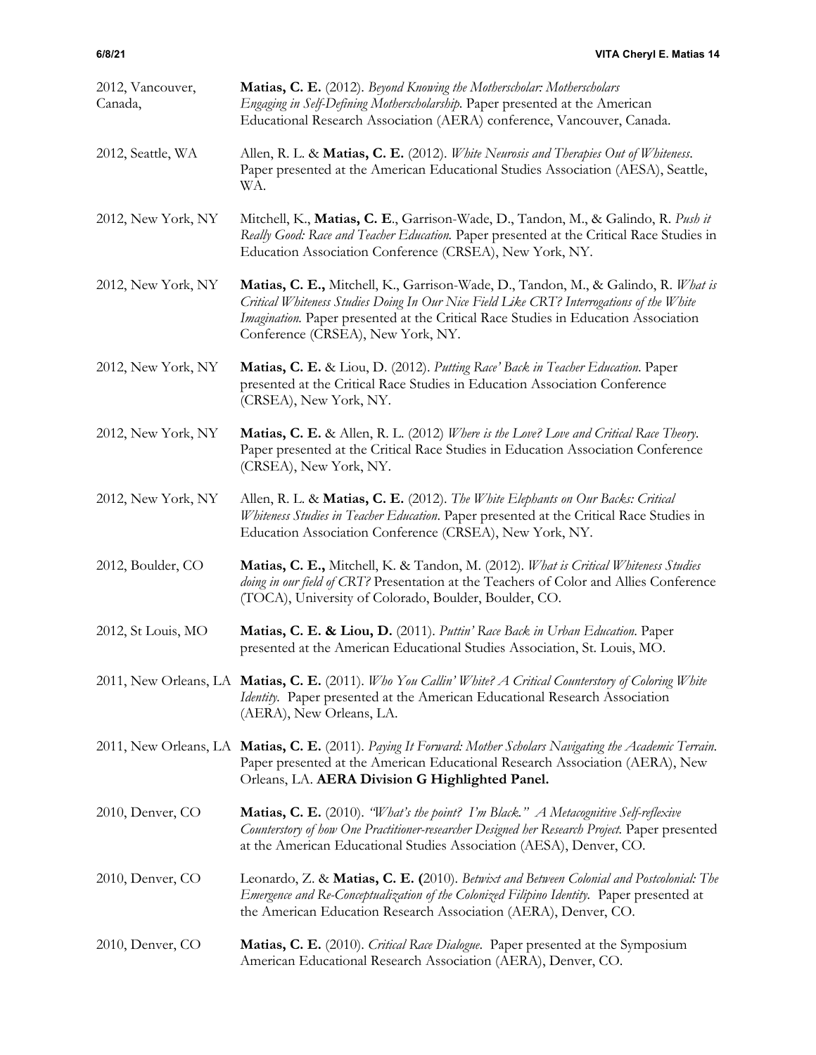2012, Vancouver, Canada, **Matias, C. E.** (2012). *Beyond Knowing the Motherscholar: Motherscholars Engaging in Self-Defining Motherscholarship.* Paper presented at the American Educational Research Association (AERA) conference, Vancouver, Canada.

2012, Seattle, WA Allen, R. L. & **Matias, C. E.** (2012). *White Neurosis and Therapies Out of Whiteness.* Paper presented at the American Educational Studies Association (AESA), Seattle, WA.

2012, New York, NY Mitchell, K., **Matias, C. E**., Garrison-Wade, D., Tandon, M., & Galindo, R. *Push it Really Good: Race and Teacher Education.* Paper presented at the Critical Race Studies in Education Association Conference (CRSEA), New York, NY.

2012, New York, NY **Matias, C. E.,** Mitchell, K., Garrison-Wade, D., Tandon, M., & Galindo, R. *What is Critical Whiteness Studies Doing In Our Nice Field Like CRT? Interrogations of the White Imagination.* Paper presented at the Critical Race Studies in Education Association Conference (CRSEA), New York, NY.

2012, New York, NY **Matias, C. E.** & Liou, D. (2012). *Putting Race' Back in Teacher Education.* Paper presented at the Critical Race Studies in Education Association Conference (CRSEA), New York, NY.

2012, New York, NY **Matias, C. E.** & Allen, R. L. (2012) *Where is the Love? Love and Critical Race Theory.* Paper presented at the Critical Race Studies in Education Association Conference (CRSEA), New York, NY.

2012, New York, NY Allen, R. L. & **Matias, C. E.** (2012). *The White Elephants on Our Backs: Critical Whiteness Studies in Teacher Education*. Paper presented at the Critical Race Studies in Education Association Conference (CRSEA), New York, NY.

2012, Boulder, CO **Matias, C. E.,** Mitchell, K. & Tandon, M. (2012). *What is Critical Whiteness Studies doing in our field of CRT?* Presentation at the Teachers of Color and Allies Conference (TOCA), University of Colorado, Boulder, Boulder, CO.

2012, St Louis, MO **Matias, C. E. & Liou, D.** (2011). *Puttin' Race Back in Urban Education.* Paper presented at the American Educational Studies Association, St. Louis, MO.

2011, New Orleans, LA **Matias, C. E.** (2011). *Who You Callin' White? A Critical Counterstory of Coloring White Identity.* Paper presented at the American Educational Research Association (AERA), New Orleans, LA.

2011, New Orleans, LA **Matias, C. E.** (2011). *Paying It Forward: Mother Scholars Navigating the Academic Terrain.* Paper presented at the American Educational Research Association (AERA), New Orleans, LA. **AERA Division G Highlighted Panel.**

2010, Denver, CO **Matias, C. E.** (2010). *"What's the point? I'm Black." A Metacognitive Self-reflexive Counterstory of how One Practitioner-researcher Designed her Research Project.* Paper presented at the American Educational Studies Association (AESA), Denver, CO.

2010, Denver, CO Leonardo, Z. & **Matias, C. E. (**2010). *Betwixt and Between Colonial and Postcolonial: The Emergence and Re-Conceptualization of the Colonized Filipino Identity.* Paper presented at the American Education Research Association (AERA), Denver, CO.

2010, Denver, CO **Matias, C. E.** (2010). *Critical Race Dialogue*. Paper presented at the Symposium American Educational Research Association (AERA), Denver, CO.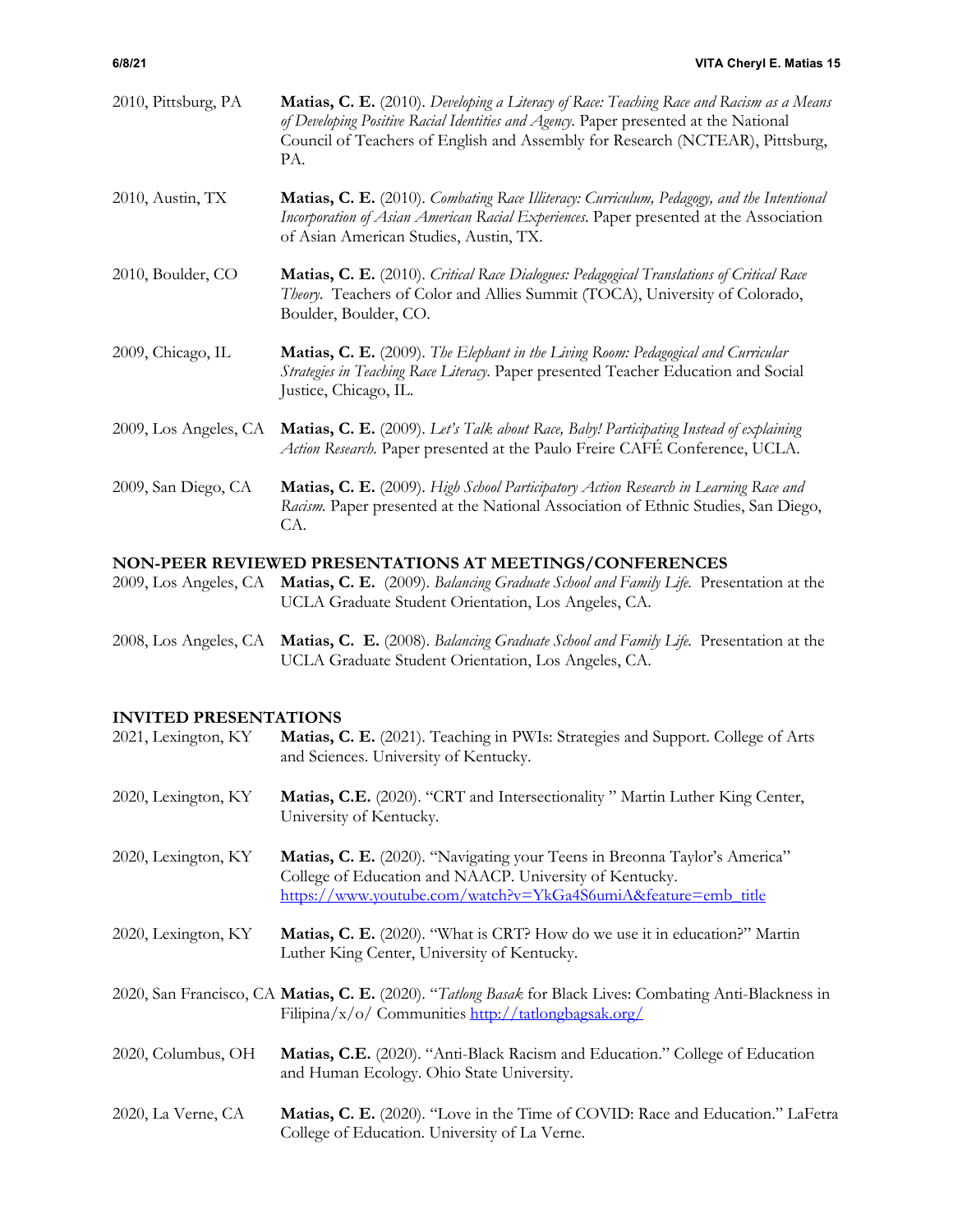2010, Pittsburg, PA **Matias, C. E.** (2010). *Developing a Literacy of Race: Teaching Race and Racism as a Means of Developing Positive Racial Identities and Agency*. Paper presented at the National Council of Teachers of English and Assembly for Research (NCTEAR), Pittsburg, PA.

2010, Austin, TX **Matias, C. E.** (2010). *Combating Race Illiteracy: Curriculum, Pedagogy, and the Intentional Incorporation of Asian American Racial Experiences*. Paper presented at the Association of Asian American Studies, Austin, TX.

2010, Boulder, CO **Matias, C. E.** (2010). *Critical Race Dialogues: Pedagogical Translations of Critical Race Theory*. Teachers of Color and Allies Summit (TOCA), University of Colorado, Boulder, Boulder, CO.

2009, Chicago, IL **Matias, C. E.** (2009). *The Elephant in the Living Room: Pedagogical and Curricular Strategies in Teaching Race Literacy*. Paper presented Teacher Education and Social Justice, Chicago, IL.

2009, Los Angeles, CA **Matias, C. E.** (2009). *Let's Talk about Race, Baby! Participating Instead of explaining Action Research*. Paper presented at the Paulo Freire CAFÉ Conference, UCLA.

2009, San Diego, CA **Matias, C. E.** (2009). *High School Participatory Action Research in Learning Race and Racism*. Paper presented at the National Association of Ethnic Studies, San Diego, CA.

## NON-PEER REVIEWED PRESENTATIONS AT MEETINGS/CONFERENCES

2009, Los Angeles, CA **Matias, C. E.** (2009). *Balancing Graduate School and Family Life*. Presentation at the UCLA Graduate Student Orientation, Los Angeles, CA.

2008, Los Angeles, CA **Matias, C. E.** (2008). *Balancing Graduate School and Family Life*. Presentation at the UCLA Graduate Student Orientation, Los Angeles, CA.

## INVITED PRESENTATIONS

2021, Lexington, KY **Matias, C. E.** (2021). Teaching in PWIs: Strategies and Support. College of Arts and Sciences. University of Kentucky.

2020, Lexington, KY **Matias, C.E.** (2020). "CRT and Intersectionality " Martin Luther King Center, University of Kentucky.

2020, Lexington, KY **Matias, C. E.** (2020). "Navigating your Teens in Breonna Taylor's America" College of Education and NAACP. University of Kentucky. https://www.youtube.com/watch?v=YkGa4S6umiA&feature=emb_title

2020, Lexington, KY **Matias, C. E.** (2020). "What is CRT? How do we use it in education?" Martin Luther King Center, University of Kentucky.

2020, San Francisco, CA **Matias, C. E.** (2020). "*Tatlong Basak* for Black Lives: Combating Anti-Blackness in Filipina/x/o/ Communities http://tatlongbagsak.org/

2020, Columbus, OH **Matias, C.E.** (2020). "Anti-Black Racism and Education." College of Education and Human Ecology. Ohio State University.

2020, La Verne, CA **Matias, C. E.** (2020). "Love in the Time of COVID: Race and Education." LaFetra College of Education. University of La Verne.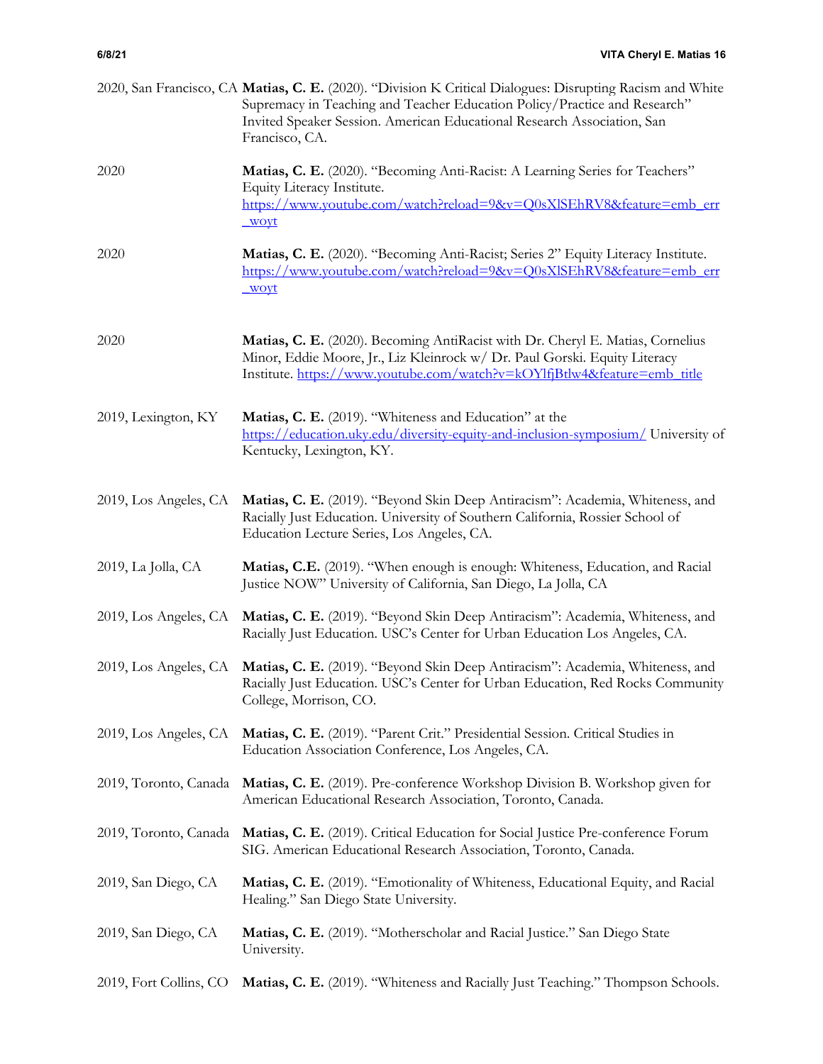2020, San Francisco, CA **Matias, C. E.** (2020). "Division K Critical Dialogues: Disrupting Racism and White Supremacy in Teaching and Teacher Education Policy/Practice and Research" Invited Speaker Session. American Educational Research Association, San Francisco, CA.

2020 **Matias, C. E.** (2020). "Becoming Anti-Racist: A Learning Series for Teachers" Equity Literacy Institute. https://www.youtube.com/watch?reload=9&v=Q0sXlSEhRV8&feature=emb_err_woyt

2020 **Matias, C. E.** (2020). "Becoming Anti-Racist; Series 2" Equity Literacy Institute. https://www.youtube.com/watch?reload=9&v=Q0sXlSEhRV8&feature=emb_err_woyt

2020 **Matias, C. E.** (2020). Becoming AntiRacist with Dr. Cheryl E. Matias, Cornelius Minor, Eddie Moore, Jr., Liz Kleinrock w/ Dr. Paul Gorski. Equity Literacy Institute. https://www.youtube.com/watch?v=kOYlfjBtlw4&feature=emb_title

2019, Lexington, KY **Matias, C. E.** (2019). "Whiteness and Education" at the https://education.uky.edu/diversity-equity-and-inclusion-symposium/ University of Kentucky, Lexington, KY.

2019, Los Angeles, CA **Matias, C. E.** (2019). "Beyond Skin Deep Antiracism": Academia, Whiteness, and Racially Just Education. University of Southern California, Rossier School of Education Lecture Series, Los Angeles, CA.

2019, La Jolla, CA **Matias, C.E.** (2019). "When enough is enough: Whiteness, Education, and Racial Justice NOW" University of California, San Diego, La Jolla, CA

2019, Los Angeles, CA **Matias, C. E.** (2019). "Beyond Skin Deep Antiracism": Academia, Whiteness, and Racially Just Education. USC's Center for Urban Education Los Angeles, CA.

2019, Los Angeles, CA **Matias, C. E.** (2019). "Beyond Skin Deep Antiracism": Academia, Whiteness, and Racially Just Education. USC's Center for Urban Education, Red Rocks Community College, Morrison, CO.

2019, Los Angeles, CA **Matias, C. E.** (2019). "Parent Crit." Presidential Session. Critical Studies in Education Association Conference, Los Angeles, CA.

2019, Toronto, Canada **Matias, C. E.** (2019). Pre-conference Workshop Division B. Workshop given for American Educational Research Association, Toronto, Canada.

2019, Toronto, Canada **Matias, C. E.** (2019). Critical Education for Social Justice Pre-conference Forum SIG. American Educational Research Association, Toronto, Canada.

2019, San Diego, CA **Matias, C. E.** (2019). "Emotionality of Whiteness, Educational Equity, and Racial Healing." San Diego State University.

2019, San Diego, CA **Matias, C. E.** (2019). "Motherscholar and Racial Justice." San Diego State University.

2019, Fort Collins, CO **Matias, C. E.** (2019). "Whiteness and Racially Just Teaching." Thompson Schools.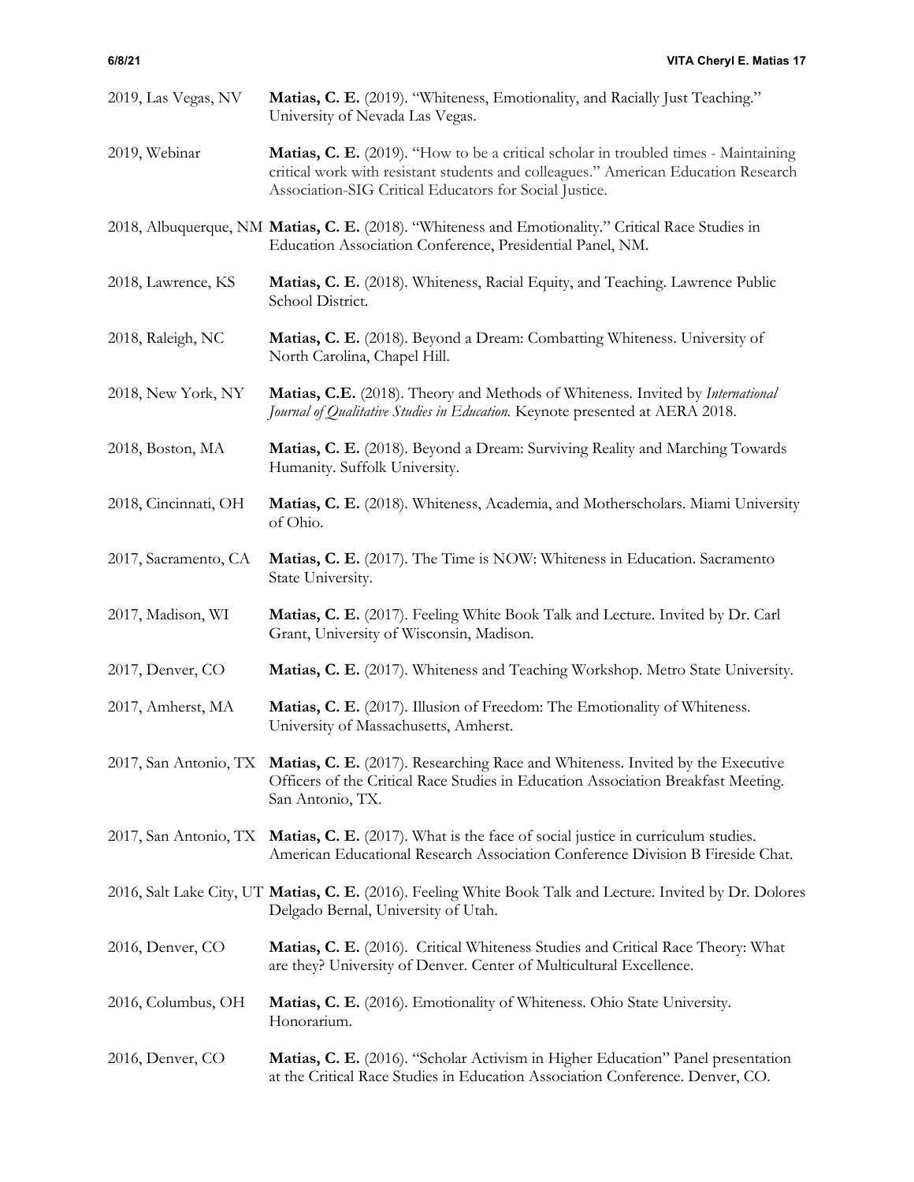2019, Las Vegas, NV **Matias, C. E.** (2019). "Whiteness, Emotionality, and Racially Just Teaching." University of Nevada Las Vegas.

2019, Webinar **Matias, C. E.** (2019). "How to be a critical scholar in troubled times - Maintaining critical work with resistant students and colleagues." American Education Research Association-SIG Critical Educators for Social Justice.

2018, Albuquerque, NM **Matias, C. E.** (2018). "Whiteness and Emotionality." Critical Race Studies in Education Association Conference, Presidential Panel, NM.

2018, Lawrence, KS **Matias, C. E.** (2018). Whiteness, Racial Equity, and Teaching. Lawrence Public School District.

2018, Raleigh, NC **Matias, C. E.** (2018). Beyond a Dream: Combatting Whiteness. University of North Carolina, Chapel Hill.

2018, New York, NY **Matias, C.E.** (2018). Theory and Methods of Whiteness. Invited by *International Journal of Qualitative Studies in Education.* Keynote presented at AERA 2018.

2018, Boston, MA **Matias, C. E.** (2018). Beyond a Dream: Surviving Reality and Marching Towards Humanity. Suffolk University.

2018, Cincinnati, OH **Matias, C. E.** (2018). Whiteness, Academia, and Motherscholars. Miami University of Ohio.

2017, Sacramento, CA **Matias, C. E.** (2017). The Time is NOW: Whiteness in Education. Sacramento State University.

2017, Madison, WI **Matias, C. E.** (2017). Feeling White Book Talk and Lecture. Invited by Dr. Carl Grant, University of Wisconsin, Madison.

2017, Denver, CO **Matias, C. E.** (2017). Whiteness and Teaching Workshop. Metro State University.

2017, Amherst, MA **Matias, C. E.** (2017). Illusion of Freedom: The Emotionality of Whiteness. University of Massachusetts, Amherst.

2017, San Antonio, TX **Matias, C. E.** (2017). Researching Race and Whiteness. Invited by the Executive Officers of the Critical Race Studies in Education Association Breakfast Meeting. San Antonio, TX.

2017, San Antonio, TX **Matias, C. E.** (2017). What is the face of social justice in curriculum studies. American Educational Research Association Conference Division B Fireside Chat.

2016, Salt Lake City, UT **Matias, C. E.** (2016). Feeling White Book Talk and Lecture. Invited by Dr. Dolores Delgado Bernal, University of Utah.

2016, Denver, CO **Matias, C. E.** (2016). Critical Whiteness Studies and Critical Race Theory: What are they? University of Denver. Center of Multicultural Excellence.

2016, Columbus, OH **Matias, C. E.** (2016). Emotionality of Whiteness. Ohio State University. Honorarium.

2016, Denver, CO **Matias, C. E.** (2016). "Scholar Activism in Higher Education" Panel presentation at the Critical Race Studies in Education Association Conference. Denver, CO.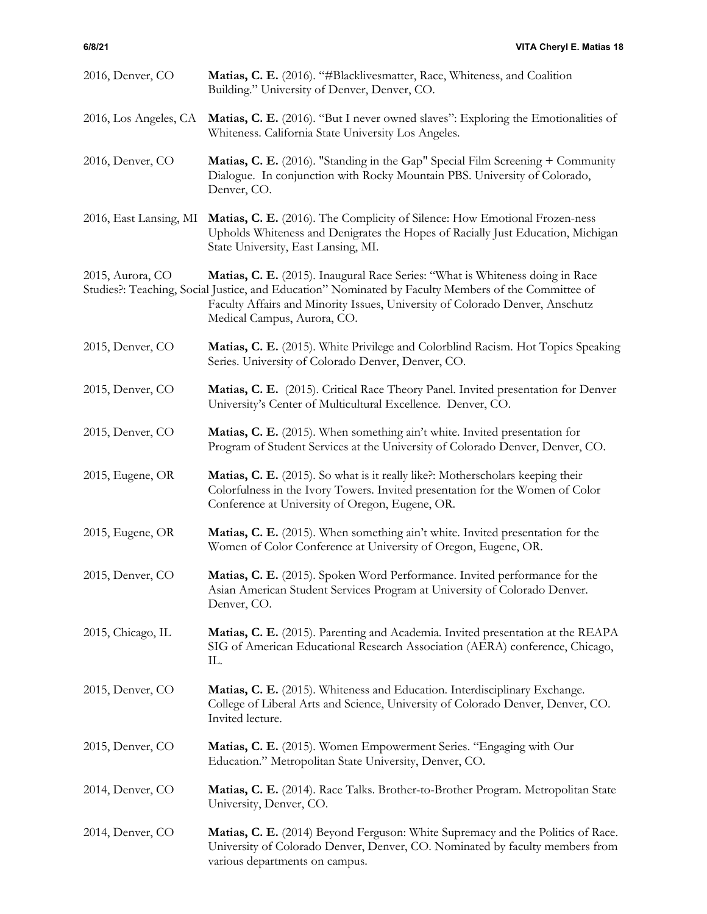2016, Denver, CO **Matias, C. E.** (2016). "#Blacklivesmatter, Race, Whiteness, and Coalition Building." University of Denver, Denver, CO.

2016, Los Angeles, CA **Matias, C. E.** (2016). "But I never owned slaves": Exploring the Emotionalities of Whiteness. California State University Los Angeles.

2016, Denver, CO **Matias, C. E.** (2016). "Standing in the Gap" Special Film Screening + Community Dialogue. In conjunction with Rocky Mountain PBS. University of Colorado, Denver, CO.

2016, East Lansing, MI **Matias, C. E.** (2016). The Complicity of Silence: How Emotional Frozen-ness Upholds Whiteness and Denigrates the Hopes of Racially Just Education, Michigan State University, East Lansing, MI.

2015, Aurora, CO **Matias, C. E.** (2015). Inaugural Race Series: "What is Whiteness doing in Race Studies?: Teaching, Social Justice, and Education" Nominated by Faculty Members of the Committee of Faculty Affairs and Minority Issues, University of Colorado Denver, Anschutz Medical Campus, Aurora, CO.

2015, Denver, CO **Matias, C. E.** (2015). White Privilege and Colorblind Racism. Hot Topics Speaking Series. University of Colorado Denver, Denver, CO.

2015, Denver, CO **Matias, C. E.** (2015). Critical Race Theory Panel. Invited presentation for Denver University's Center of Multicultural Excellence. Denver, CO.

2015, Denver, CO **Matias, C. E.** (2015). When something ain't white. Invited presentation for Program of Student Services at the University of Colorado Denver, Denver, CO.

2015, Eugene, OR **Matias, C. E.** (2015). So what is it really like?: Motherscholars keeping their Colorfulness in the Ivory Towers. Invited presentation for the Women of Color Conference at University of Oregon, Eugene, OR.

2015, Eugene, OR **Matias, C. E.** (2015). When something ain't white. Invited presentation for the Women of Color Conference at University of Oregon, Eugene, OR.

2015, Denver, CO **Matias, C. E.** (2015). Spoken Word Performance. Invited performance for the Asian American Student Services Program at University of Colorado Denver. Denver, CO.

2015, Chicago, IL **Matias, C. E.** (2015). Parenting and Academia. Invited presentation at the REAPA SIG of American Educational Research Association (AERA) conference, Chicago, IL.

2015, Denver, CO **Matias, C. E.** (2015). Whiteness and Education. Interdisciplinary Exchange. College of Liberal Arts and Science, University of Colorado Denver, Denver, CO. Invited lecture.

2015, Denver, CO **Matias, C. E.** (2015). Women Empowerment Series. "Engaging with Our Education." Metropolitan State University, Denver, CO.

2014, Denver, CO **Matias, C. E.** (2014). Race Talks. Brother-to-Brother Program. Metropolitan State University, Denver, CO.

2014, Denver, CO **Matias, C. E.** (2014) Beyond Ferguson: White Supremacy and the Politics of Race. University of Colorado Denver, Denver, CO. Nominated by faculty members from various departments on campus.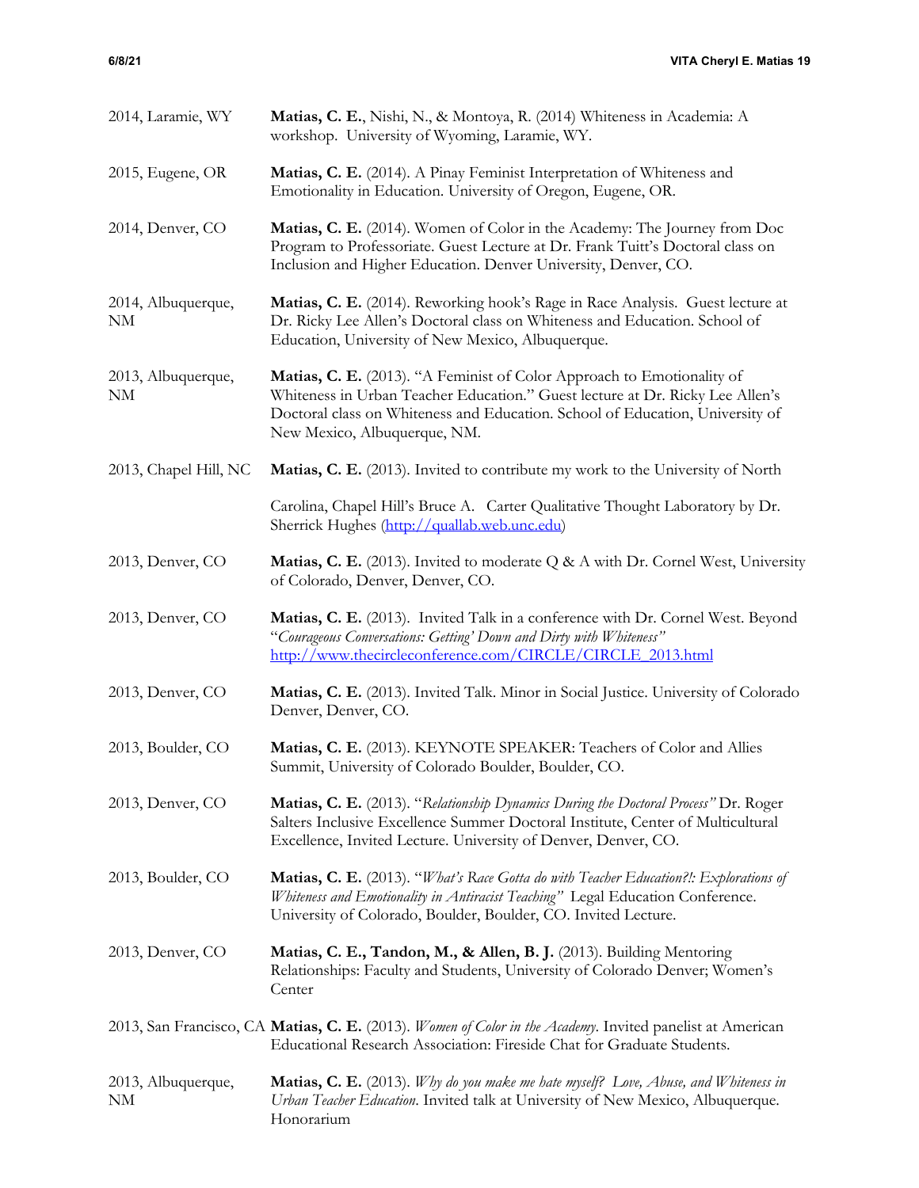| | |
|---|---|
| 2014, Laramie, WY | **Matias, C. E.**, Nishi, N., & Montoya, R. (2014) Whiteness in Academia: A workshop. University of Wyoming, Laramie, WY. |
| 2015, Eugene, OR | **Matias, C. E.** (2014). A Pinay Feminist Interpretation of Whiteness and Emotionality in Education. University of Oregon, Eugene, OR. |
| 2014, Denver, CO | **Matias, C. E.** (2014). Women of Color in the Academy: The Journey from Doc Program to Professoriate. Guest Lecture at Dr. Frank Tuitt's Doctoral class on Inclusion and Higher Education. Denver University, Denver, CO. |
| 2014, Albuquerque, NM | **Matias, C. E.** (2014). Reworking hook's Rage in Race Analysis. Guest lecture at Dr. Ricky Lee Allen's Doctoral class on Whiteness and Education. School of Education, University of New Mexico, Albuquerque. |
| 2013, Albuquerque, NM | **Matias, C. E.** (2013). "A Feminist of Color Approach to Emotionality of Whiteness in Urban Teacher Education." Guest lecture at Dr. Ricky Lee Allen's Doctoral class on Whiteness and Education. School of Education, University of New Mexico, Albuquerque, NM. |
| 2013, Chapel Hill, NC | **Matias, C. E.** (2013). Invited to contribute my work to the University of North Carolina, Chapel Hill's Bruce A. Carter Qualitative Thought Laboratory by Dr. Sherrick Hughes (http://quallab.web.unc.edu) |
| 2013, Denver, CO | **Matias, C. E.** (2013). Invited to moderate Q & A with Dr. Cornel West, University of Colorado, Denver, Denver, CO. |
| 2013, Denver, CO | **Matias, C. E.** (2013). Invited Talk in a conference with Dr. Cornel West. Beyond "*Courageous Conversations: Getting' Down and Dirty with Whiteness"* http://www.thecircleconference.com/CIRCLE/CIRCLE_2013.html |
| 2013, Denver, CO | **Matias, C. E.** (2013). Invited Talk. Minor in Social Justice. University of Colorado Denver, Denver, CO. |
| 2013, Boulder, CO | **Matias, C. E.** (2013). KEYNOTE SPEAKER: Teachers of Color and Allies Summit, University of Colorado Boulder, Boulder, CO. |
| 2013, Denver, CO | **Matias, C. E.** (2013). "*Relationship Dynamics During the Doctoral Process"* Dr. Roger Salters Inclusive Excellence Summer Doctoral Institute, Center of Multicultural Excellence, Invited Lecture. University of Denver, Denver, CO. |
| 2013, Boulder, CO | **Matias, C. E.** (2013). "*What's Race Gotta do with Teacher Education?!: Explorations of Whiteness and Emotionality in Antiracist Teaching"* Legal Education Conference. University of Colorado, Boulder, Boulder, CO. Invited Lecture. |
| 2013, Denver, CO | **Matias, C. E., Tandon, M., & Allen, B. J.** (2013). Building Mentoring Relationships: Faculty and Students, University of Colorado Denver; Women's Center |
| 2013, San Francisco, CA | **Matias, C. E.** (2013). *Women of Color in the Academy*. Invited panelist at American Educational Research Association: Fireside Chat for Graduate Students. |
| 2013, Albuquerque, NM | **Matias, C. E.** (2013). *Why do you make me hate myself? Love, Abuse, and Whiteness in Urban Teacher Education*. Invited talk at University of New Mexico, Albuquerque. Honorarium |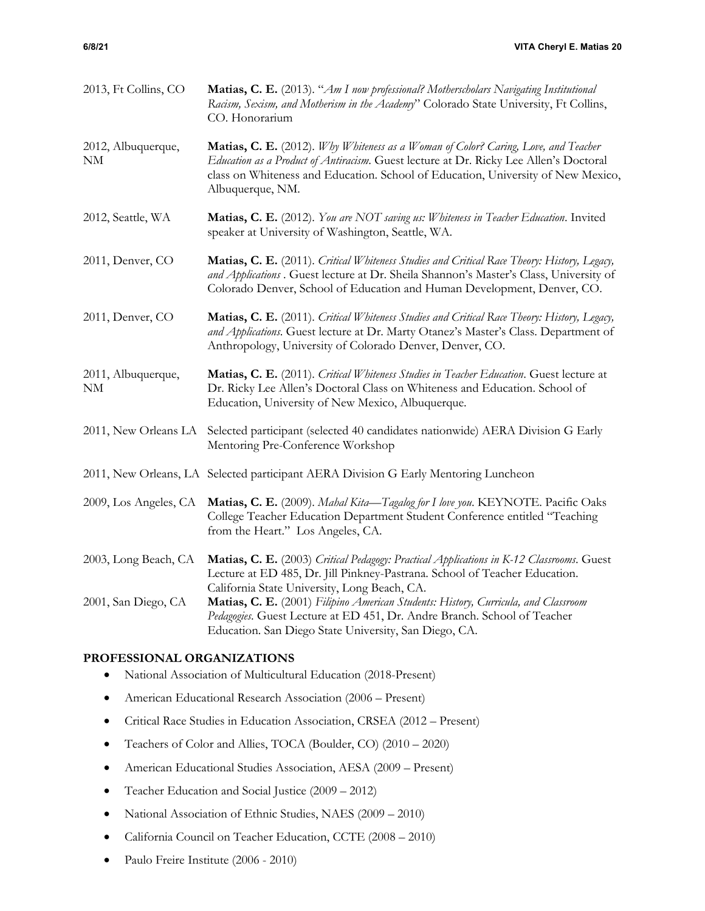2013, Ft Collins, CO — **Matias, C. E.** (2013). "*Am I now professional? Motherscholars Navigating Institutional Racism, Sexism, and Motherism in the Academy*" Colorado State University, Ft Collins, CO. Honorarium

2012, Albuquerque, NM — **Matias, C. E.** (2012). *Why Whiteness as a Woman of Color? Caring, Love, and Teacher Education as a Product of Antiracism*. Guest lecture at Dr. Ricky Lee Allen's Doctoral class on Whiteness and Education. School of Education, University of New Mexico, Albuquerque, NM.

2012, Seattle, WA — **Matias, C. E.** (2012). *You are NOT saving us: Whiteness in Teacher Education*. Invited speaker at University of Washington, Seattle, WA.

2011, Denver, CO — **Matias, C. E.** (2011). *Critical Whiteness Studies and Critical Race Theory: History, Legacy, and Applications* . Guest lecture at Dr. Sheila Shannon's Master's Class, University of Colorado Denver, School of Education and Human Development, Denver, CO.

2011, Denver, CO — **Matias, C. E.** (2011). *Critical Whiteness Studies and Critical Race Theory: History, Legacy, and Applications*. Guest lecture at Dr. Marty Otanez's Master's Class. Department of Anthropology, University of Colorado Denver, Denver, CO.

2011, Albuquerque, NM — **Matias, C. E.** (2011). *Critical Whiteness Studies in Teacher Education*. Guest lecture at Dr. Ricky Lee Allen's Doctoral Class on Whiteness and Education. School of Education, University of New Mexico, Albuquerque.

2011, New Orleans LA — Selected participant (selected 40 candidates nationwide) AERA Division G Early Mentoring Pre-Conference Workshop

2011, New Orleans, LA — Selected participant AERA Division G Early Mentoring Luncheon

2009, Los Angeles, CA — **Matias, C. E.** (2009). *Mahal Kita—Tagalog for I love you*. KEYNOTE. Pacific Oaks College Teacher Education Department Student Conference entitled "Teaching from the Heart." Los Angeles, CA.

2003, Long Beach, CA — **Matias, C. E.** (2003) *Critical Pedagogy: Practical Applications in K-12 Classrooms*. Guest Lecture at ED 485, Dr. Jill Pinkney-Pastrana. School of Teacher Education. California State University, Long Beach, CA.

2001, San Diego, CA — **Matias, C. E.** (2001) *Filipino American Students: History, Curricula, and Classroom Pedagogies*. Guest Lecture at ED 451, Dr. Andre Branch. School of Teacher Education. San Diego State University, San Diego, CA.

## PROFESSIONAL ORGANIZATIONS

- National Association of Multicultural Education (2018-Present)
- American Educational Research Association (2006 – Present)
- Critical Race Studies in Education Association, CRSEA (2012 – Present)
- Teachers of Color and Allies, TOCA (Boulder, CO) (2010 – 2020)
- American Educational Studies Association, AESA (2009 – Present)
- Teacher Education and Social Justice (2009 – 2012)
- National Association of Ethnic Studies, NAES (2009 – 2010)
- California Council on Teacher Education, CCTE (2008 – 2010)
- Paulo Freire Institute (2006 - 2010)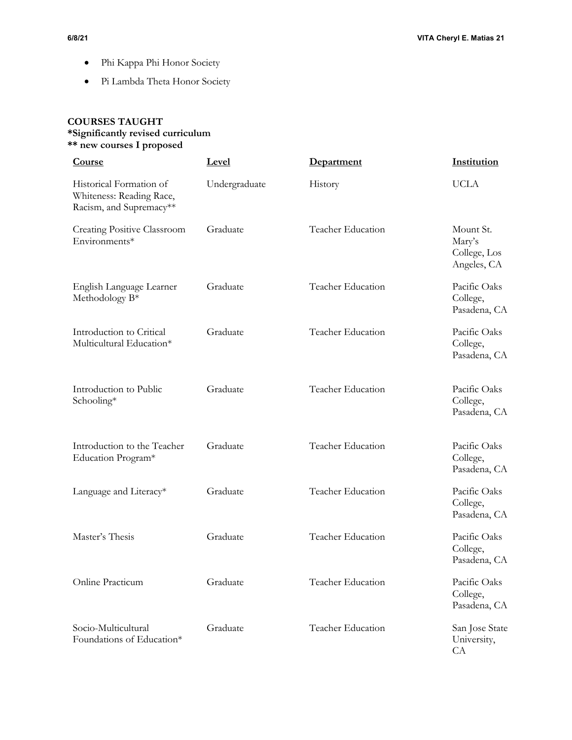- Phi Kappa Phi Honor Society
- Pi Lambda Theta Honor Society

## COURSES TAUGHT

**\*Significantly revised curriculum**
**\*\* new courses I proposed**

| Course | Level | Department | Institution |
|---|---|---|---|
| Historical Formation of Whiteness: Reading Race, Racism, and Supremacy** | Undergraduate | History | UCLA |
| Creating Positive Classroom Environments* | Graduate | Teacher Education | Mount St. Mary's College, Los Angeles, CA |
| English Language Learner Methodology B* | Graduate | Teacher Education | Pacific Oaks College, Pasadena, CA |
| Introduction to Critical Multicultural Education* | Graduate | Teacher Education | Pacific Oaks College, Pasadena, CA |
| Introduction to Public Schooling* | Graduate | Teacher Education | Pacific Oaks College, Pasadena, CA |
| Introduction to the Teacher Education Program* | Graduate | Teacher Education | Pacific Oaks College, Pasadena, CA |
| Language and Literacy* | Graduate | Teacher Education | Pacific Oaks College, Pasadena, CA |
| Master's Thesis | Graduate | Teacher Education | Pacific Oaks College, Pasadena, CA |
| Online Practicum | Graduate | Teacher Education | Pacific Oaks College, Pasadena, CA |
| Socio-Multicultural Foundations of Education* | Graduate | Teacher Education | San Jose State University, CA |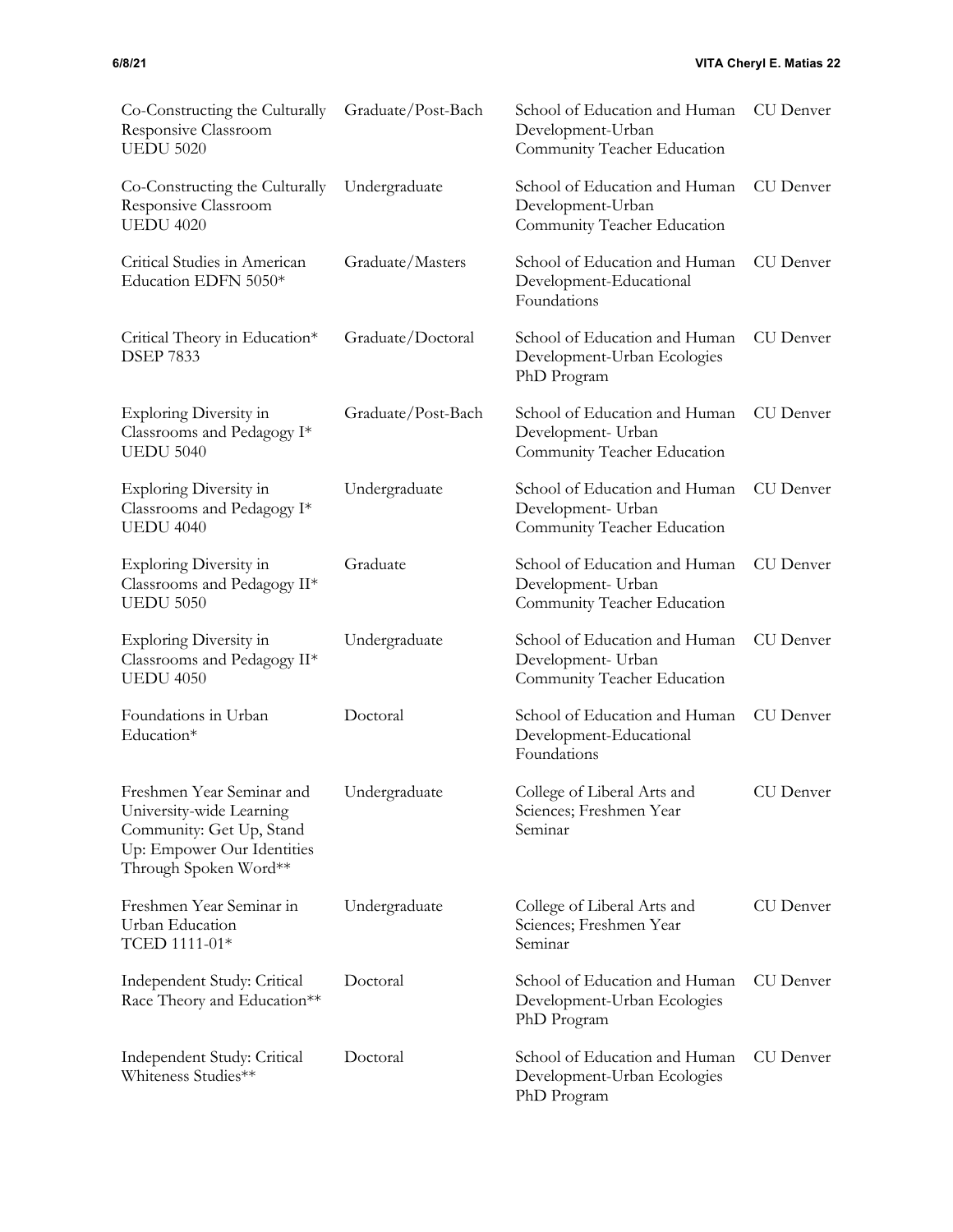| | | | |
|---|---|---|---|
| Co-Constructing the Culturally Responsive Classroom UEDU 5020 | Graduate/Post-Bach | School of Education and Human Development-Urban Community Teacher Education | CU Denver |
| Co-Constructing the Culturally Responsive Classroom UEDU 4020 | Undergraduate | School of Education and Human Development-Urban Community Teacher Education | CU Denver |
| Critical Studies in American Education EDFN 5050* | Graduate/Masters | School of Education and Human Development-Educational Foundations | CU Denver |
| Critical Theory in Education* DSEP 7833 | Graduate/Doctoral | School of Education and Human Development-Urban Ecologies PhD Program | CU Denver |
| Exploring Diversity in Classrooms and Pedagogy I* UEDU 5040 | Graduate/Post-Bach | School of Education and Human Development- Urban Community Teacher Education | CU Denver |
| Exploring Diversity in Classrooms and Pedagogy I* UEDU 4040 | Undergraduate | School of Education and Human Development- Urban Community Teacher Education | CU Denver |
| Exploring Diversity in Classrooms and Pedagogy II* UEDU 5050 | Graduate | School of Education and Human Development- Urban Community Teacher Education | CU Denver |
| Exploring Diversity in Classrooms and Pedagogy II* UEDU 4050 | Undergraduate | School of Education and Human Development- Urban Community Teacher Education | CU Denver |
| Foundations in Urban Education* | Doctoral | School of Education and Human Development-Educational Foundations | CU Denver |
| Freshmen Year Seminar and University-wide Learning Community: Get Up, Stand Up: Empower Our Identities Through Spoken Word** | Undergraduate | College of Liberal Arts and Sciences; Freshmen Year Seminar | CU Denver |
| Freshmen Year Seminar in Urban Education TCED 1111-01* | Undergraduate | College of Liberal Arts and Sciences; Freshmen Year Seminar | CU Denver |
| Independent Study: Critical Race Theory and Education** | Doctoral | School of Education and Human Development-Urban Ecologies PhD Program | CU Denver |
| Independent Study: Critical Whiteness Studies** | Doctoral | School of Education and Human Development-Urban Ecologies PhD Program | CU Denver |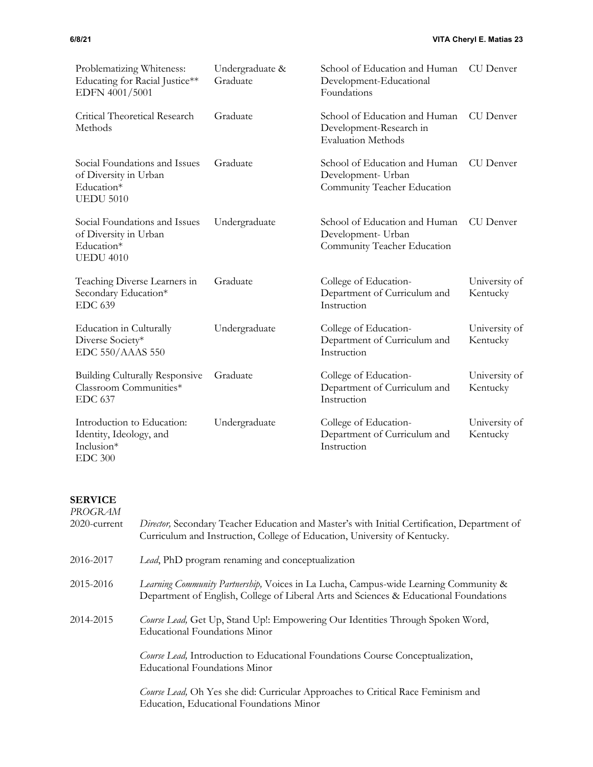| | | | |
|---|---|---|---|
| Problematizing Whiteness: Educating for Racial Justice** EDFN 4001/5001 | Undergraduate & Graduate | School of Education and Human Development-Educational Foundations | CU Denver |
| Critical Theoretical Research Methods | Graduate | School of Education and Human Development-Research in Evaluation Methods | CU Denver |
| Social Foundations and Issues of Diversity in Urban Education* UEDU 5010 | Graduate | School of Education and Human Development- Urban Community Teacher Education | CU Denver |
| Social Foundations and Issues of Diversity in Urban Education* UEDU 4010 | Undergraduate | School of Education and Human Development- Urban Community Teacher Education | CU Denver |
| Teaching Diverse Learners in Secondary Education* EDC 639 | Graduate | College of Education- Department of Curriculum and Instruction | University of Kentucky |
| Education in Culturally Diverse Society* EDC 550/AAAS 550 | Undergraduate | College of Education- Department of Curriculum and Instruction | University of Kentucky |
| Building Culturally Responsive Classroom Communities* EDC 637 | Graduate | College of Education- Department of Curriculum and Instruction | University of Kentucky |
| Introduction to Education: Identity, Ideology, and Inclusion* EDC 300 | Undergraduate | College of Education- Department of Curriculum and Instruction | University of Kentucky |

## SERVICE

*PROGRAM*

2020-current *Director,* Secondary Teacher Education and Master's with Initial Certification, Department of Curriculum and Instruction, College of Education, University of Kentucky.

2016-2017 *Lead*, PhD program renaming and conceptualization

2015-2016 *Learning Community Partnership,* Voices in La Lucha, Campus-wide Learning Community & Department of English, College of Liberal Arts and Sciences & Educational Foundations

2014-2015 *Course Lead,* Get Up, Stand Up!: Empowering Our Identities Through Spoken Word, Educational Foundations Minor

*Course Lead,* Introduction to Educational Foundations Course Conceptualization, Educational Foundations Minor

*Course Lead,* Oh Yes she did: Curricular Approaches to Critical Race Feminism and Education, Educational Foundations Minor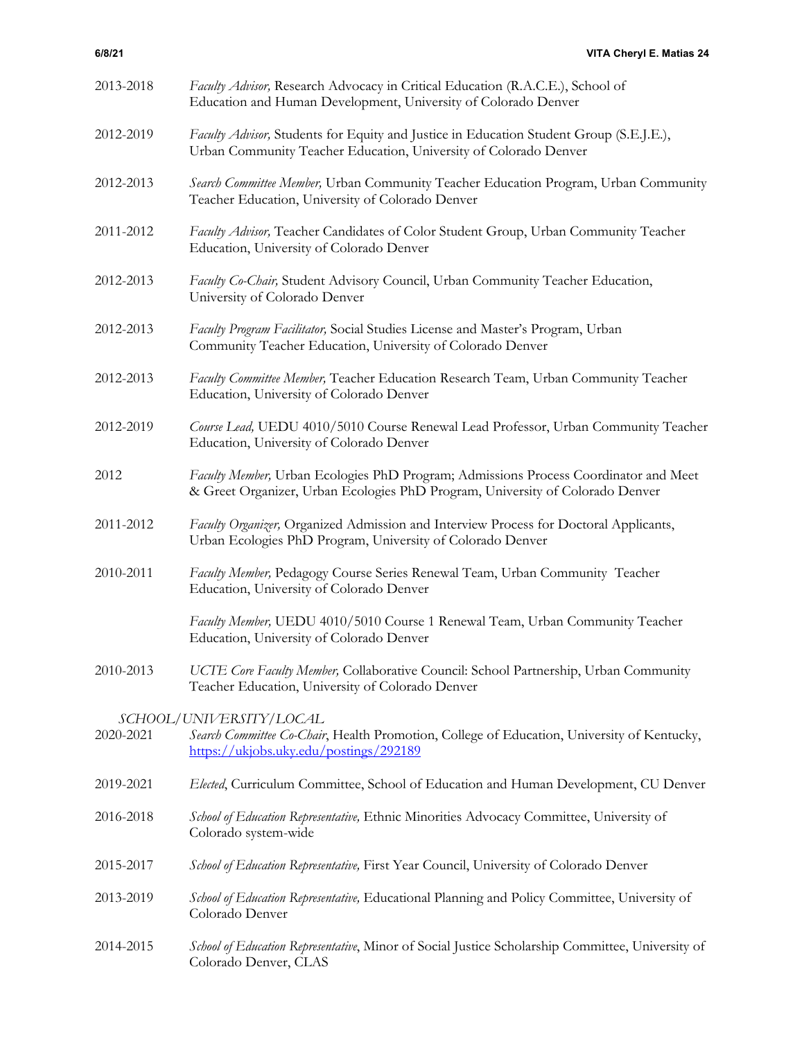2013-2018 *Faculty Advisor,* Research Advocacy in Critical Education (R.A.C.E.), School of Education and Human Development, University of Colorado Denver

2012-2019 *Faculty Advisor,* Students for Equity and Justice in Education Student Group (S.E.J.E.), Urban Community Teacher Education, University of Colorado Denver

2012-2013 *Search Committee Member,* Urban Community Teacher Education Program, Urban Community Teacher Education, University of Colorado Denver

2011-2012 *Faculty Advisor,* Teacher Candidates of Color Student Group, Urban Community Teacher Education, University of Colorado Denver

2012-2013 *Faculty Co-Chair,* Student Advisory Council, Urban Community Teacher Education, University of Colorado Denver

2012-2013 *Faculty Program Facilitator,* Social Studies License and Master's Program, Urban Community Teacher Education, University of Colorado Denver

2012-2013 *Faculty Committee Member,* Teacher Education Research Team, Urban Community Teacher Education, University of Colorado Denver

2012-2019 *Course Lead,* UEDU 4010/5010 Course Renewal Lead Professor, Urban Community Teacher Education, University of Colorado Denver

2012 *Faculty Member,* Urban Ecologies PhD Program; Admissions Process Coordinator and Meet & Greet Organizer, Urban Ecologies PhD Program, University of Colorado Denver

2011-2012 *Faculty Organizer,* Organized Admission and Interview Process for Doctoral Applicants, Urban Ecologies PhD Program, University of Colorado Denver

2010-2011 *Faculty Member,* Pedagogy Course Series Renewal Team, Urban Community Teacher Education, University of Colorado Denver

*Faculty Member,* UEDU 4010/5010 Course 1 Renewal Team, Urban Community Teacher Education, University of Colorado Denver

2010-2013 *UCTE Core Faculty Member,* Collaborative Council: School Partnership, Urban Community Teacher Education, University of Colorado Denver

*SCHOOL/UNIVERSITY/LOCAL*

2020-2021 *Search Committee Co-Chair*, Health Promotion, College of Education, University of Kentucky, https://ukjobs.uky.edu/postings/292189

2019-2021 *Elected*, Curriculum Committee, School of Education and Human Development, CU Denver

2016-2018 *School of Education Representative,* Ethnic Minorities Advocacy Committee, University of Colorado system-wide

2015-2017 *School of Education Representative,* First Year Council, University of Colorado Denver

2013-2019 *School of Education Representative,* Educational Planning and Policy Committee, University of Colorado Denver

2014-2015 *School of Education Representative*, Minor of Social Justice Scholarship Committee, University of Colorado Denver, CLAS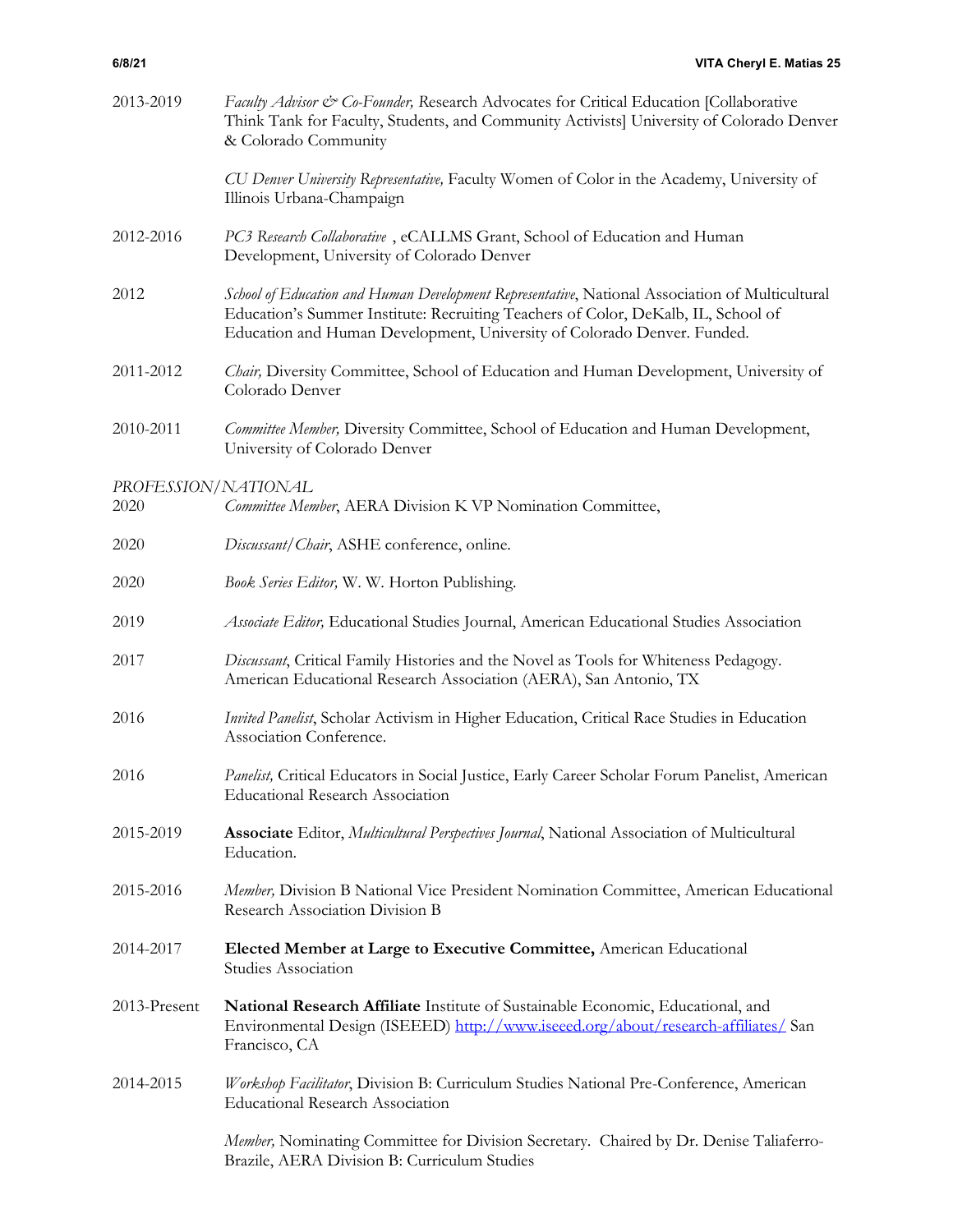2013-2019 *Faculty Advisor & Co-Founder,* Research Advocates for Critical Education [Collaborative Think Tank for Faculty, Students, and Community Activists] University of Colorado Denver & Colorado Community

*CU Denver University Representative,* Faculty Women of Color in the Academy, University of Illinois Urbana-Champaign

2012-2016 *PC3 Research Collaborative* , eCALLMS Grant, School of Education and Human Development, University of Colorado Denver

2012 *School of Education and Human Development Representative*, National Association of Multicultural Education's Summer Institute: Recruiting Teachers of Color, DeKalb, IL, School of Education and Human Development, University of Colorado Denver. Funded.

2011-2012 *Chair,* Diversity Committee, School of Education and Human Development, University of Colorado Denver

2010-2011 *Committee Member,* Diversity Committee, School of Education and Human Development, University of Colorado Denver

*PROFESSION/NATIONAL*

2020 *Committee Member*, AERA Division K VP Nomination Committee,

2020 *Discussant/Chair*, ASHE conference, online.

2020 *Book Series Editor,* W. W. Horton Publishing.

2019 *Associate Editor,* Educational Studies Journal, American Educational Studies Association

2017 *Discussant*, Critical Family Histories and the Novel as Tools for Whiteness Pedagogy. American Educational Research Association (AERA), San Antonio, TX

2016 *Invited Panelist*, Scholar Activism in Higher Education, Critical Race Studies in Education Association Conference.

2016 *Panelist,* Critical Educators in Social Justice, Early Career Scholar Forum Panelist, American Educational Research Association

2015-2019 **Associate** Editor, *Multicultural Perspectives Journal*, National Association of Multicultural Education.

2015-2016 *Member,* Division B National Vice President Nomination Committee, American Educational Research Association Division B

2014-2017 **Elected Member at Large to Executive Committee,** American Educational Studies Association

2013-Present **National Research Affiliate** Institute of Sustainable Economic, Educational, and Environmental Design (ISEEED) http://www.iseeed.org/about/research-affiliates/ San Francisco, CA

2014-2015 *Workshop Facilitator*, Division B: Curriculum Studies National Pre-Conference, American Educational Research Association

*Member,* Nominating Committee for Division Secretary. Chaired by Dr. Denise Taliaferro-Brazile, AERA Division B: Curriculum Studies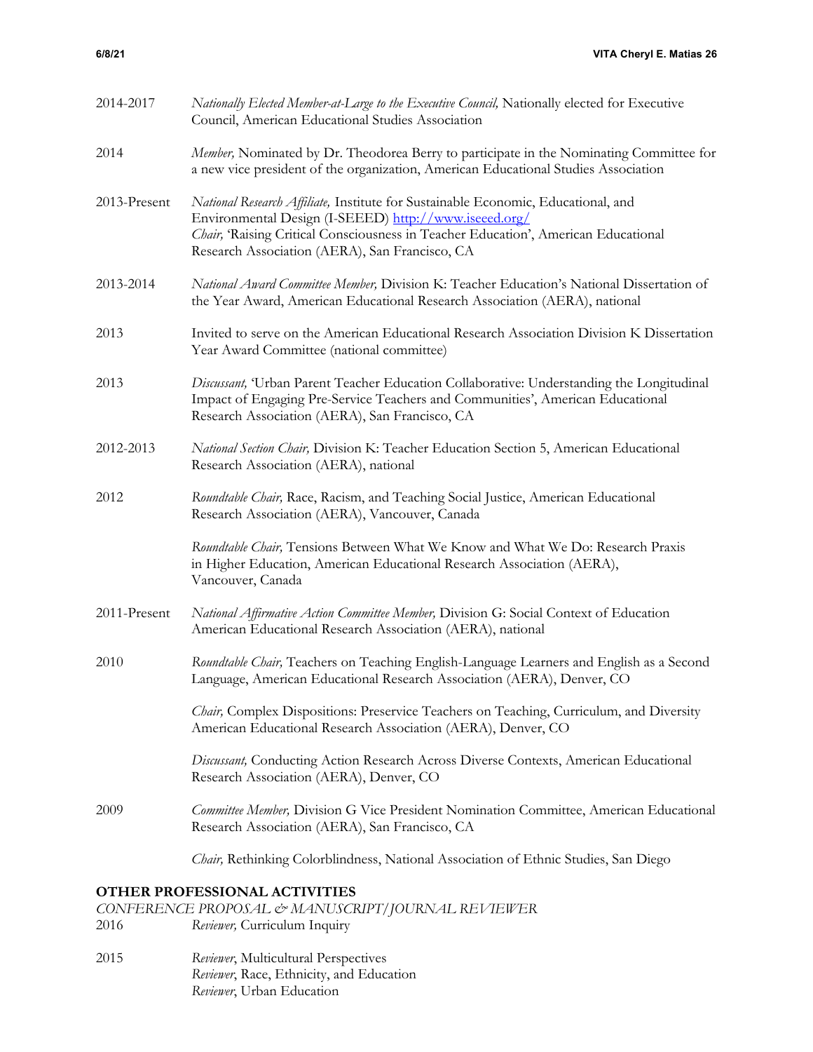2014-2017 *Nationally Elected Member-at-Large to the Executive Council,* Nationally elected for Executive Council, American Educational Studies Association

2014 *Member,* Nominated by Dr. Theodorea Berry to participate in the Nominating Committee for a new vice president of the organization, American Educational Studies Association

2013-Present *National Research Affiliate,* Institute for Sustainable Economic, Educational, and Environmental Design (I-SEEED) http://www.iseeed.org/
*Chair,* 'Raising Critical Consciousness in Teacher Education', American Educational Research Association (AERA), San Francisco, CA

2013-2014 *National Award Committee Member,* Division K: Teacher Education's National Dissertation of the Year Award, American Educational Research Association (AERA), national

2013 Invited to serve on the American Educational Research Association Division K Dissertation Year Award Committee (national committee)

2013 *Discussant,* 'Urban Parent Teacher Education Collaborative: Understanding the Longitudinal Impact of Engaging Pre-Service Teachers and Communities', American Educational Research Association (AERA), San Francisco, CA

2012-2013 *National Section Chair,* Division K: Teacher Education Section 5, American Educational Research Association (AERA), national

2012 *Roundtable Chair,* Race, Racism, and Teaching Social Justice, American Educational Research Association (AERA), Vancouver, Canada

*Roundtable Chair,* Tensions Between What We Know and What We Do: Research Praxis in Higher Education, American Educational Research Association (AERA), Vancouver, Canada

2011-Present *National Affirmative Action Committee Member,* Division G: Social Context of Education American Educational Research Association (AERA), national

2010 *Roundtable Chair,* Teachers on Teaching English-Language Learners and English as a Second Language, American Educational Research Association (AERA), Denver, CO

*Chair,* Complex Dispositions: Preservice Teachers on Teaching, Curriculum, and Diversity American Educational Research Association (AERA), Denver, CO

*Discussant,* Conducting Action Research Across Diverse Contexts, American Educational Research Association (AERA), Denver, CO

2009 *Committee Member,* Division G Vice President Nomination Committee, American Educational Research Association (AERA), San Francisco, CA

*Chair,* Rethinking Colorblindness, National Association of Ethnic Studies, San Diego

**OTHER PROFESSIONAL ACTIVITIES**

*CONFERENCE PROPOSAL & MANUSCRIPT/JOURNAL REVIEWER*

2016 *Reviewer,* Curriculum Inquiry

2015 *Reviewer*, Multicultural Perspectives
*Reviewer*, Race, Ethnicity, and Education
*Reviewer*, Urban Education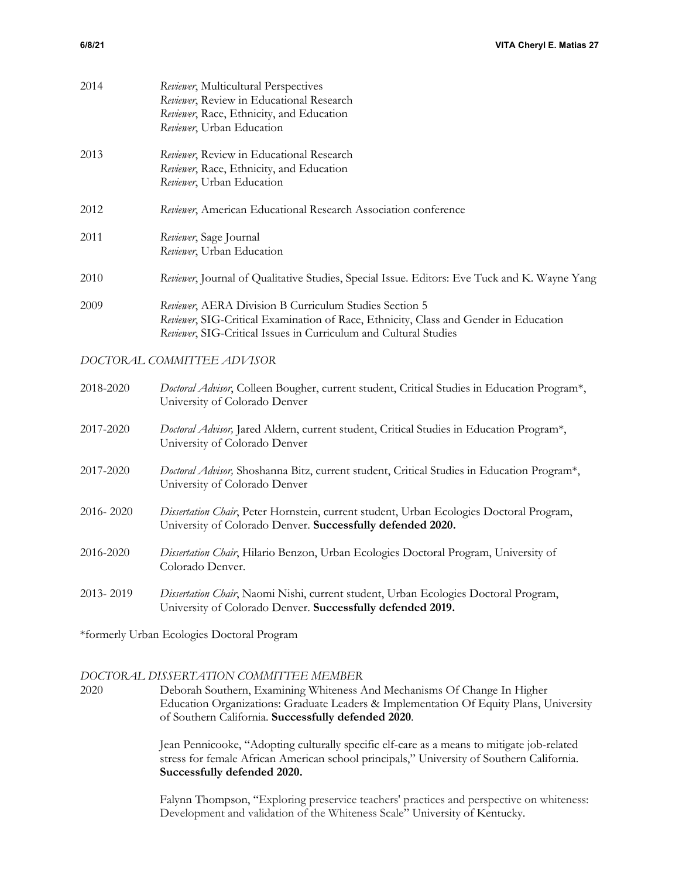2014 *Reviewer*, Multicultural Perspectives
*Reviewer*, Review in Educational Research
*Reviewer*, Race, Ethnicity, and Education
*Reviewer*, Urban Education

2013 *Reviewer*, Review in Educational Research
*Reviewer*, Race, Ethnicity, and Education
*Reviewer*, Urban Education

2012 *Reviewer*, American Educational Research Association conference

2011 *Reviewer*, Sage Journal
*Reviewer*, Urban Education

2010 *Reviewer*, Journal of Qualitative Studies, Special Issue. Editors: Eve Tuck and K. Wayne Yang

2009 *Reviewer*, AERA Division B Curriculum Studies Section 5
*Reviewer*, SIG-Critical Examination of Race, Ethnicity, Class and Gender in Education
*Reviewer*, SIG-Critical Issues in Curriculum and Cultural Studies

*DOCTORAL COMMITTEE ADVISOR*

2018-2020 *Doctoral Advisor*, Colleen Bougher, current student, Critical Studies in Education Program*, University of Colorado Denver

2017-2020 *Doctoral Advisor,* Jared Aldern, current student, Critical Studies in Education Program*, University of Colorado Denver

2017-2020 *Doctoral Advisor,* Shoshanna Bitz, current student, Critical Studies in Education Program*, University of Colorado Denver

2016- 2020 *Dissertation Chair*, Peter Hornstein, current student, Urban Ecologies Doctoral Program, University of Colorado Denver. **Successfully defended 2020.**

2016-2020 *Dissertation Chair*, Hilario Benzon, Urban Ecologies Doctoral Program, University of Colorado Denver.

2013- 2019 *Dissertation Chair*, Naomi Nishi, current student, Urban Ecologies Doctoral Program, University of Colorado Denver. **Successfully defended 2019.**

*formerly Urban Ecologies Doctoral Program

*DOCTORAL DISSERTATION COMMITTEE MEMBER*

2020 Deborah Southern, Examining Whiteness And Mechanisms Of Change In Higher Education Organizations: Graduate Leaders & Implementation Of Equity Plans, University of Southern California. **Successfully defended 2020**.

Jean Pennicooke, "Adopting culturally specific elf-care as a means to mitigate job-related stress for female African American school principals," University of Southern California. **Successfully defended 2020.**

Falynn Thompson, "Exploring preservice teachers' practices and perspective on whiteness: Development and validation of the Whiteness Scale" University of Kentucky.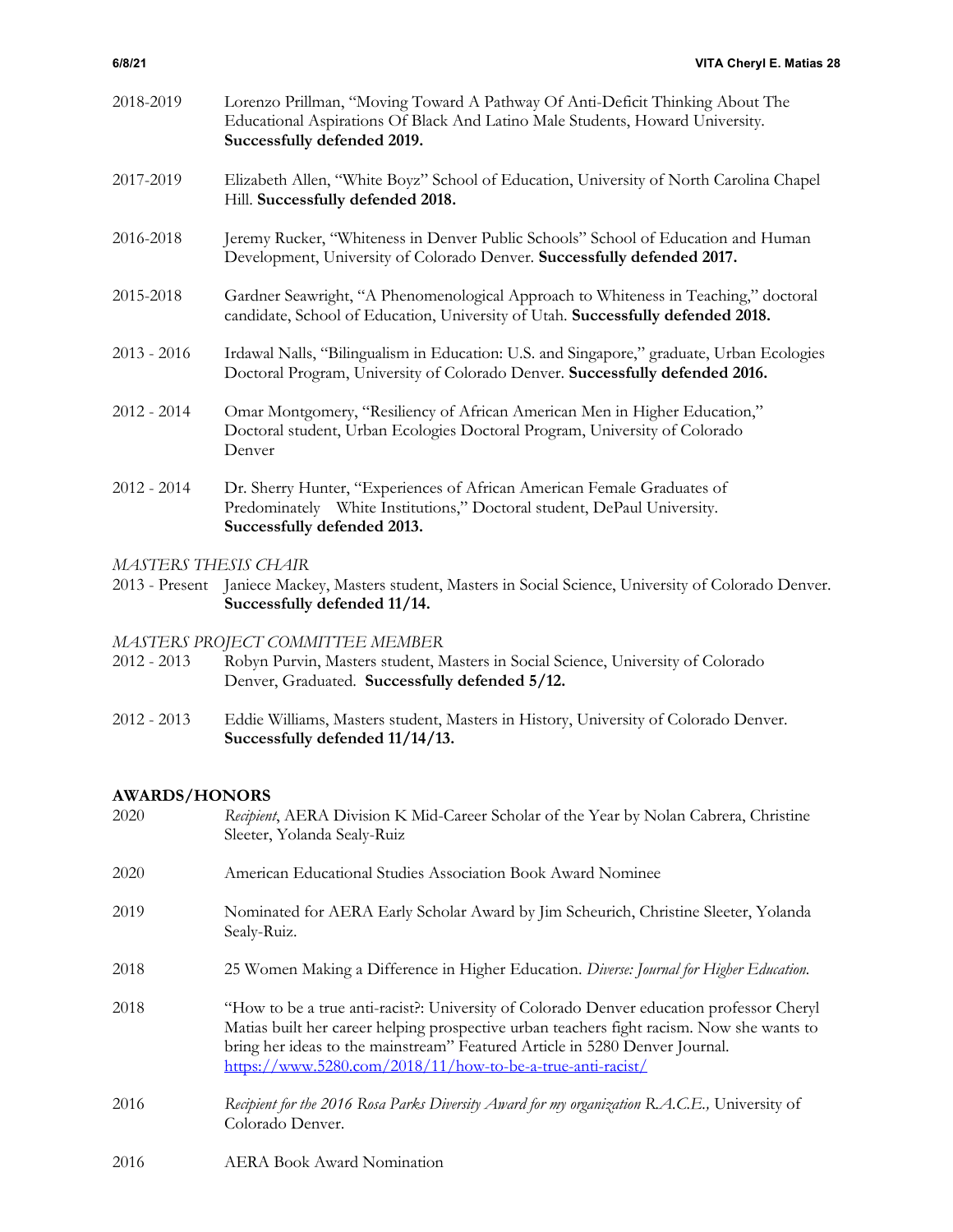2018-2019 Lorenzo Prillman, "Moving Toward A Pathway Of Anti-Deficit Thinking About The Educational Aspirations Of Black And Latino Male Students, Howard University. **Successfully defended 2019.**

2017-2019 Elizabeth Allen, "White Boyz" School of Education, University of North Carolina Chapel Hill. **Successfully defended 2018.**

2016-2018 Jeremy Rucker, "Whiteness in Denver Public Schools" School of Education and Human Development, University of Colorado Denver. **Successfully defended 2017.**

2015-2018 Gardner Seawright, "A Phenomenological Approach to Whiteness in Teaching," doctoral candidate, School of Education, University of Utah. **Successfully defended 2018.**

2013 - 2016 Irdawal Nalls, "Bilingualism in Education: U.S. and Singapore," graduate, Urban Ecologies Doctoral Program, University of Colorado Denver. **Successfully defended 2016.**

2012 - 2014 Omar Montgomery, "Resiliency of African American Men in Higher Education," Doctoral student, Urban Ecologies Doctoral Program, University of Colorado Denver

2012 - 2014 Dr. Sherry Hunter, "Experiences of African American Female Graduates of Predominately White Institutions," Doctoral student, DePaul University. **Successfully defended 2013.**

*MASTERS THESIS CHAIR*

2013 - Present Janiece Mackey, Masters student, Masters in Social Science, University of Colorado Denver. **Successfully defended 11/14.**

*MASTERS PROJECT COMMITTEE MEMBER*

2012 - 2013 Robyn Purvin, Masters student, Masters in Social Science, University of Colorado Denver, Graduated. **Successfully defended 5/12.**

2012 - 2013 Eddie Williams, Masters student, Masters in History, University of Colorado Denver. **Successfully defended 11/14/13.**

## AWARDS/HONORS

2020 *Recipient*, AERA Division K Mid-Career Scholar of the Year by Nolan Cabrera, Christine Sleeter, Yolanda Sealy-Ruiz

2020 American Educational Studies Association Book Award Nominee

2019 Nominated for AERA Early Scholar Award by Jim Scheurich, Christine Sleeter, Yolanda Sealy-Ruiz.

2018 25 Women Making a Difference in Higher Education. *Diverse: Journal for Higher Education.*

2018 "How to be a true anti-racist?: University of Colorado Denver education professor Cheryl Matias built her career helping prospective urban teachers fight racism. Now she wants to bring her ideas to the mainstream" Featured Article in 5280 Denver Journal. https://www.5280.com/2018/11/how-to-be-a-true-anti-racist/

2016 *Recipient for the 2016 Rosa Parks Diversity Award for my organization R.A.C.E.,* University of Colorado Denver.

2016 AERA Book Award Nomination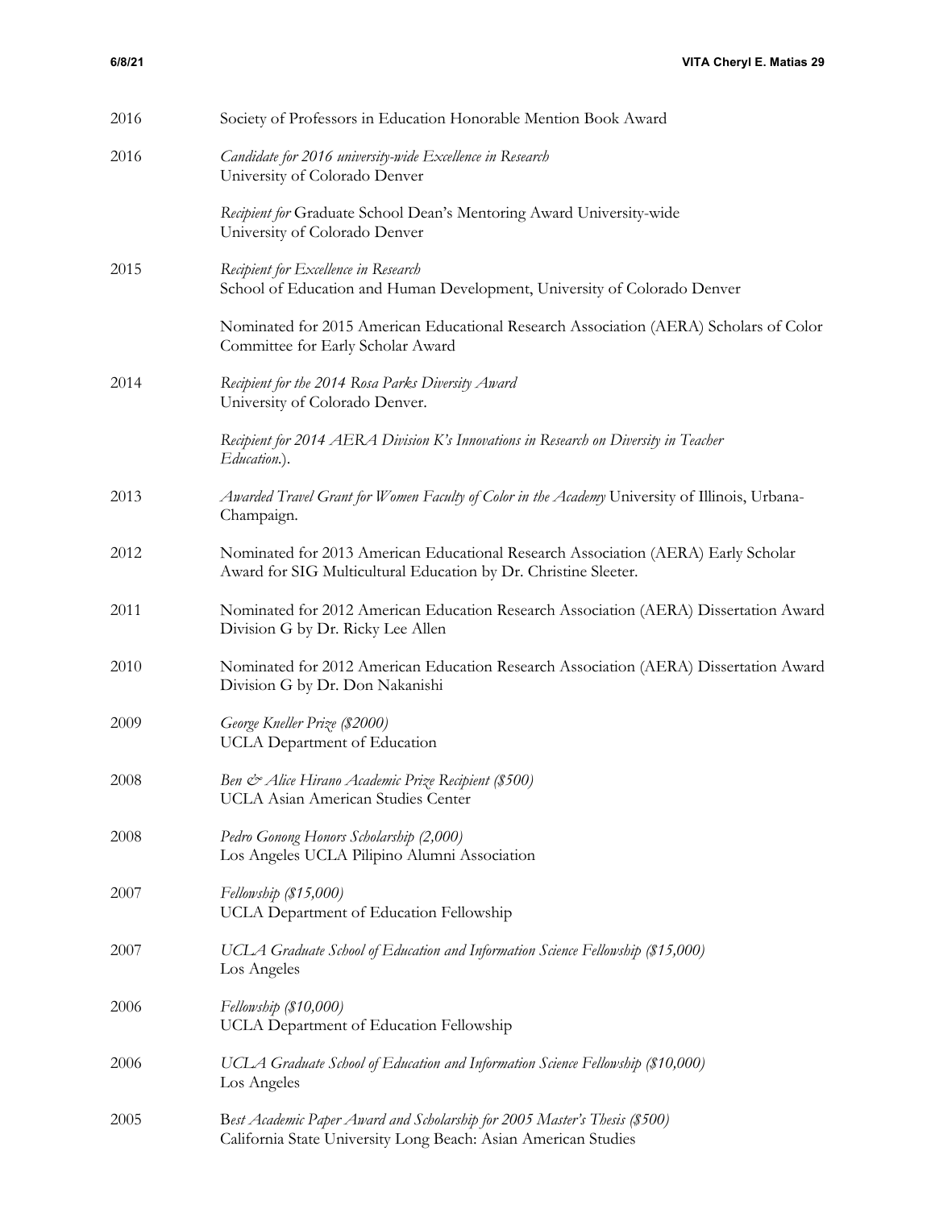2016 Society of Professors in Education Honorable Mention Book Award

2016 *Candidate for 2016 university-wide Excellence in Research*
University of Colorado Denver

*Recipient for* Graduate School Dean's Mentoring Award University-wide
University of Colorado Denver

2015 *Recipient for Excellence in Research*
School of Education and Human Development, University of Colorado Denver

Nominated for 2015 American Educational Research Association (AERA) Scholars of Color Committee for Early Scholar Award

2014 *Recipient for the 2014 Rosa Parks Diversity Award*
University of Colorado Denver.

*Recipient for 2014 AERA Division K's Innovations in Research on Diversity in Teacher Education.*).

2013 *Awarded Travel Grant for Women Faculty of Color in the Academy* University of Illinois, Urbana-Champaign.

2012 Nominated for 2013 American Educational Research Association (AERA) Early Scholar Award for SIG Multicultural Education by Dr. Christine Sleeter.

2011 Nominated for 2012 American Education Research Association (AERA) Dissertation Award Division G by Dr. Ricky Lee Allen

2010 Nominated for 2012 American Education Research Association (AERA) Dissertation Award Division G by Dr. Don Nakanishi

2009 *George Kneller Prize ($2000)*
UCLA Department of Education

2008 *Ben & Alice Hirano Academic Prize Recipient ($500)*
UCLA Asian American Studies Center

2008 *Pedro Gonong Honors Scholarship (2,000)*
Los Angeles UCLA Pilipino Alumni Association

2007 *Fellowship ($15,000)*
UCLA Department of Education Fellowship

2007 *UCLA Graduate School of Education and Information Science Fellowship ($15,000)*
Los Angeles

2006 *Fellowship ($10,000)*
UCLA Department of Education Fellowship

2006 *UCLA Graduate School of Education and Information Science Fellowship ($10,000)*
Los Angeles

2005 B*est Academic Paper Award and Scholarship for 2005 Master's Thesis ($500)*
California State University Long Beach: Asian American Studies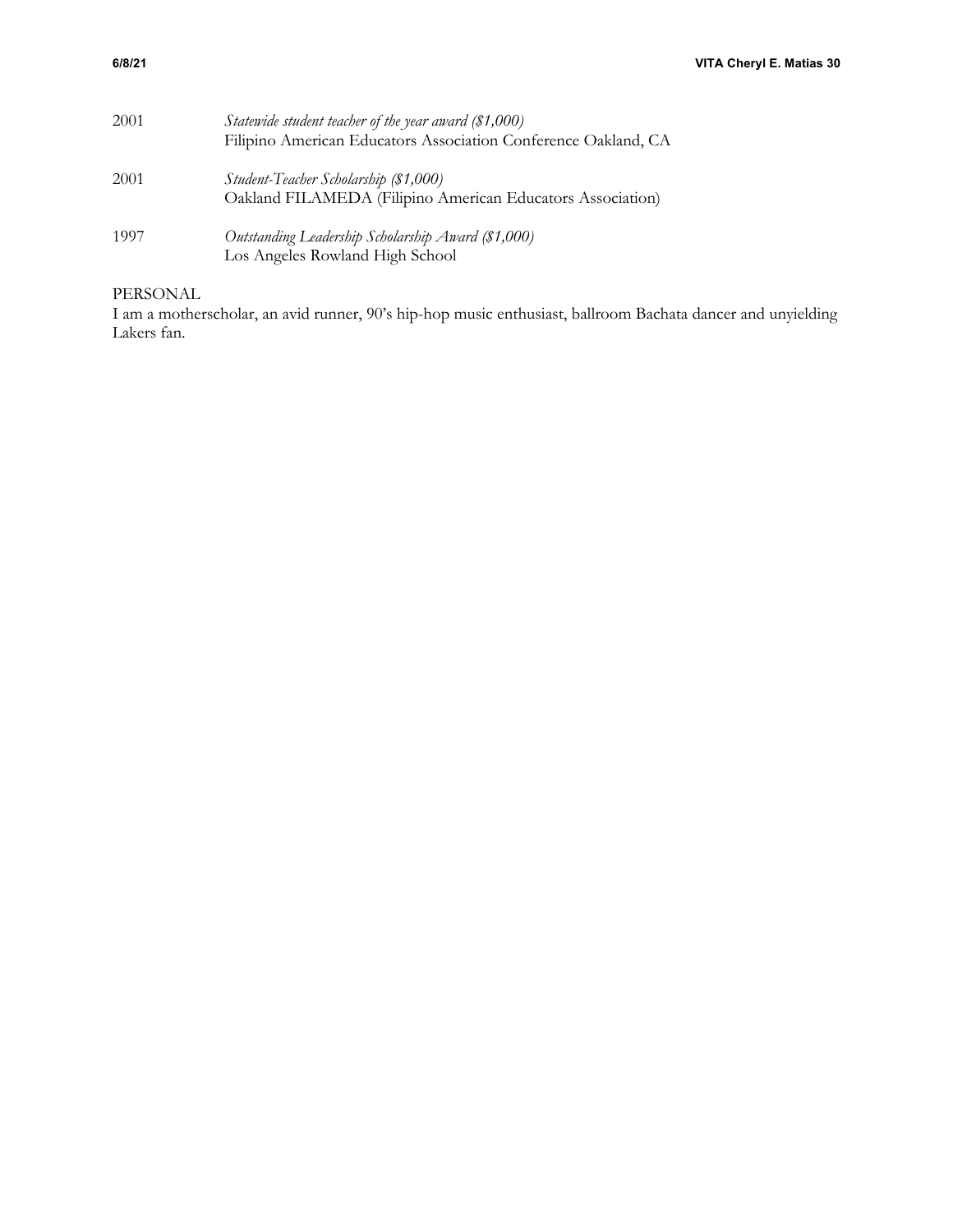2001 *Statewide student teacher of the year award ($1,000)*
Filipino American Educators Association Conference Oakland, CA

2001 *Student-Teacher Scholarship ($1,000)*
Oakland FILAMEDA (Filipino American Educators Association)

1997 *Outstanding Leadership Scholarship Award ($1,000)*
Los Angeles Rowland High School

## PERSONAL

I am a motherscholar, an avid runner, 90's hip-hop music enthusiast, ballroom Bachata dancer and unyielding Lakers fan.